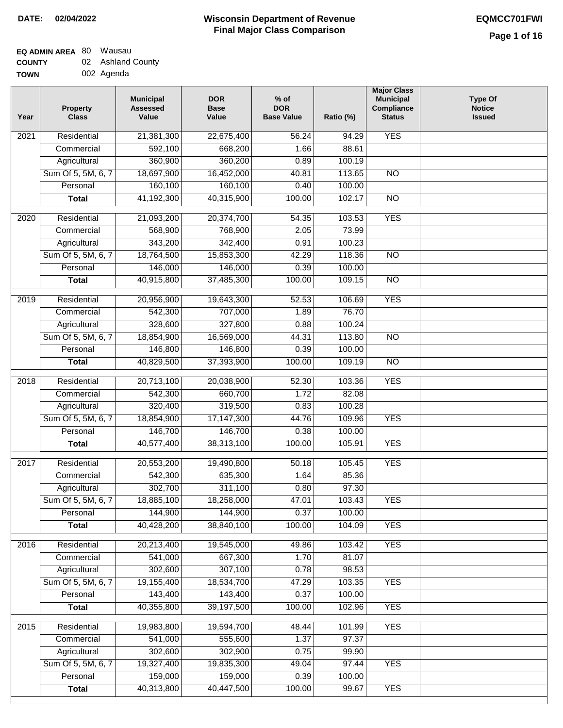**DATE:** 02/04/2022

# Wisconsin Department of Revenue
## Final Major Class Comparison

**EQMCC701FWI**

**EQ ADMIN AREA** 80 Wausau
**COUNTY** 02 Ashland County
**TOWN** 002 Agenda

| Year | Property Class | Municipal Assessed Value | DOR Base Value | % of DOR Base Value | Ratio (%) | Major Class Municipal Compliance Status | Type Of Notice Issued |
|---|---|---|---|---|---|---|---|
| 2021 | Residential | 21,381,300 | 22,675,400 | 56.24 | 94.29 | YES | |
| | Commercial | 592,100 | 668,200 | 1.66 | 88.61 | | |
| | Agricultural | 360,900 | 360,200 | 0.89 | 100.19 | | |
| | Sum Of 5, 5M, 6, 7 | 18,697,900 | 16,452,000 | 40.81 | 113.65 | NO | |
| | Personal | 160,100 | 160,100 | 0.40 | 100.00 | | |
| | **Total** | 41,192,300 | 40,315,900 | 100.00 | 102.17 | NO | |
| 2020 | Residential | 21,093,200 | 20,374,700 | 54.35 | 103.53 | YES | |
| | Commercial | 568,900 | 768,900 | 2.05 | 73.99 | | |
| | Agricultural | 343,200 | 342,400 | 0.91 | 100.23 | | |
| | Sum Of 5, 5M, 6, 7 | 18,764,500 | 15,853,300 | 42.29 | 118.36 | NO | |
| | Personal | 146,000 | 146,000 | 0.39 | 100.00 | | |
| | **Total** | 40,915,800 | 37,485,300 | 100.00 | 109.15 | NO | |
| 2019 | Residential | 20,956,900 | 19,643,300 | 52.53 | 106.69 | YES | |
| | Commercial | 542,300 | 707,000 | 1.89 | 76.70 | | |
| | Agricultural | 328,600 | 327,800 | 0.88 | 100.24 | | |
| | Sum Of 5, 5M, 6, 7 | 18,854,900 | 16,569,000 | 44.31 | 113.80 | NO | |
| | Personal | 146,800 | 146,800 | 0.39 | 100.00 | | |
| | **Total** | 40,829,500 | 37,393,900 | 100.00 | 109.19 | NO | |
| 2018 | Residential | 20,713,100 | 20,038,900 | 52.30 | 103.36 | YES | |
| | Commercial | 542,300 | 660,700 | 1.72 | 82.08 | | |
| | Agricultural | 320,400 | 319,500 | 0.83 | 100.28 | | |
| | Sum Of 5, 5M, 6, 7 | 18,854,900 | 17,147,300 | 44.76 | 109.96 | YES | |
| | Personal | 146,700 | 146,700 | 0.38 | 100.00 | | |
| | **Total** | 40,577,400 | 38,313,100 | 100.00 | 105.91 | YES | |
| 2017 | Residential | 20,553,200 | 19,490,800 | 50.18 | 105.45 | YES | |
| | Commercial | 542,300 | 635,300 | 1.64 | 85.36 | | |
| | Agricultural | 302,700 | 311,100 | 0.80 | 97.30 | | |
| | Sum Of 5, 5M, 6, 7 | 18,885,100 | 18,258,000 | 47.01 | 103.43 | YES | |
| | Personal | 144,900 | 144,900 | 0.37 | 100.00 | | |
| | **Total** | 40,428,200 | 38,840,100 | 100.00 | 104.09 | YES | |
| 2016 | Residential | 20,213,400 | 19,545,000 | 49.86 | 103.42 | YES | |
| | Commercial | 541,000 | 667,300 | 1.70 | 81.07 | | |
| | Agricultural | 302,600 | 307,100 | 0.78 | 98.53 | | |
| | Sum Of 5, 5M, 6, 7 | 19,155,400 | 18,534,700 | 47.29 | 103.35 | YES | |
| | Personal | 143,400 | 143,400 | 0.37 | 100.00 | | |
| | **Total** | 40,355,800 | 39,197,500 | 100.00 | 102.96 | YES | |
| 2015 | Residential | 19,983,800 | 19,594,700 | 48.44 | 101.99 | YES | |
| | Commercial | 541,000 | 555,600 | 1.37 | 97.37 | | |
| | Agricultural | 302,600 | 302,900 | 0.75 | 99.90 | | |
| | Sum Of 5, 5M, 6, 7 | 19,327,400 | 19,835,300 | 49.04 | 97.44 | YES | |
| | Personal | 159,000 | 159,000 | 0.39 | 100.00 | | |
| | **Total** | 40,313,800 | 40,447,500 | 100.00 | 99.67 | YES | |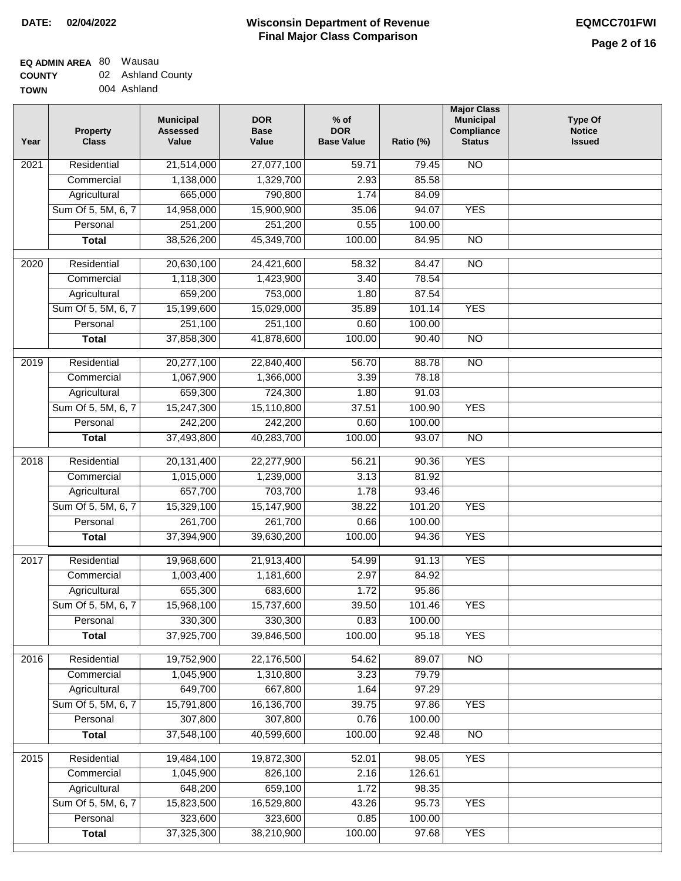**DATE: 02/04/2022**

# Wisconsin Department of Revenue
## Final Major Class Comparison

**EQMCC701FWI**

**EQ ADMIN AREA** 80 Wausau
**COUNTY** 02 Ashland County
**TOWN** 004 Ashland

| Year | Property Class | Municipal Assessed Value | DOR Base Value | % of DOR Base Value | Ratio (%) | Major Class Municipal Compliance Status | Type Of Notice Issued |
|---|---|---|---|---|---|---|---|
| 2021 | Residential | 21,514,000 | 27,077,100 | 59.71 | 79.45 | NO | |
| | Commercial | 1,138,000 | 1,329,700 | 2.93 | 85.58 | | |
| | Agricultural | 665,000 | 790,800 | 1.74 | 84.09 | | |
| | Sum Of 5, 5M, 6, 7 | 14,958,000 | 15,900,900 | 35.06 | 94.07 | YES | |
| | Personal | 251,200 | 251,200 | 0.55 | 100.00 | | |
| | **Total** | 38,526,200 | 45,349,700 | 100.00 | 84.95 | NO | |
| 2020 | Residential | 20,630,100 | 24,421,600 | 58.32 | 84.47 | NO | |
| | Commercial | 1,118,300 | 1,423,900 | 3.40 | 78.54 | | |
| | Agricultural | 659,200 | 753,000 | 1.80 | 87.54 | | |
| | Sum Of 5, 5M, 6, 7 | 15,199,600 | 15,029,000 | 35.89 | 101.14 | YES | |
| | Personal | 251,100 | 251,100 | 0.60 | 100.00 | | |
| | **Total** | 37,858,300 | 41,878,600 | 100.00 | 90.40 | NO | |
| 2019 | Residential | 20,277,100 | 22,840,400 | 56.70 | 88.78 | NO | |
| | Commercial | 1,067,900 | 1,366,000 | 3.39 | 78.18 | | |
| | Agricultural | 659,300 | 724,300 | 1.80 | 91.03 | | |
| | Sum Of 5, 5M, 6, 7 | 15,247,300 | 15,110,800 | 37.51 | 100.90 | YES | |
| | Personal | 242,200 | 242,200 | 0.60 | 100.00 | | |
| | **Total** | 37,493,800 | 40,283,700 | 100.00 | 93.07 | NO | |
| 2018 | Residential | 20,131,400 | 22,277,900 | 56.21 | 90.36 | YES | |
| | Commercial | 1,015,000 | 1,239,000 | 3.13 | 81.92 | | |
| | Agricultural | 657,700 | 703,700 | 1.78 | 93.46 | | |
| | Sum Of 5, 5M, 6, 7 | 15,329,100 | 15,147,900 | 38.22 | 101.20 | YES | |
| | Personal | 261,700 | 261,700 | 0.66 | 100.00 | | |
| | **Total** | 37,394,900 | 39,630,200 | 100.00 | 94.36 | YES | |
| 2017 | Residential | 19,968,600 | 21,913,400 | 54.99 | 91.13 | YES | |
| | Commercial | 1,003,400 | 1,181,600 | 2.97 | 84.92 | | |
| | Agricultural | 655,300 | 683,600 | 1.72 | 95.86 | | |
| | Sum Of 5, 5M, 6, 7 | 15,968,100 | 15,737,600 | 39.50 | 101.46 | YES | |
| | Personal | 330,300 | 330,300 | 0.83 | 100.00 | | |
| | **Total** | 37,925,700 | 39,846,500 | 100.00 | 95.18 | YES | |
| 2016 | Residential | 19,752,900 | 22,176,500 | 54.62 | 89.07 | NO | |
| | Commercial | 1,045,900 | 1,310,800 | 3.23 | 79.79 | | |
| | Agricultural | 649,700 | 667,800 | 1.64 | 97.29 | | |
| | Sum Of 5, 5M, 6, 7 | 15,791,800 | 16,136,700 | 39.75 | 97.86 | YES | |
| | Personal | 307,800 | 307,800 | 0.76 | 100.00 | | |
| | **Total** | 37,548,100 | 40,599,600 | 100.00 | 92.48 | NO | |
| 2015 | Residential | 19,484,100 | 19,872,300 | 52.01 | 98.05 | YES | |
| | Commercial | 1,045,900 | 826,100 | 2.16 | 126.61 | | |
| | Agricultural | 648,200 | 659,100 | 1.72 | 98.35 | | |
| | Sum Of 5, 5M, 6, 7 | 15,823,500 | 16,529,800 | 43.26 | 95.73 | YES | |
| | Personal | 323,600 | 323,600 | 0.85 | 100.00 | | |
| | **Total** | 37,325,300 | 38,210,900 | 100.00 | 97.68 | YES | |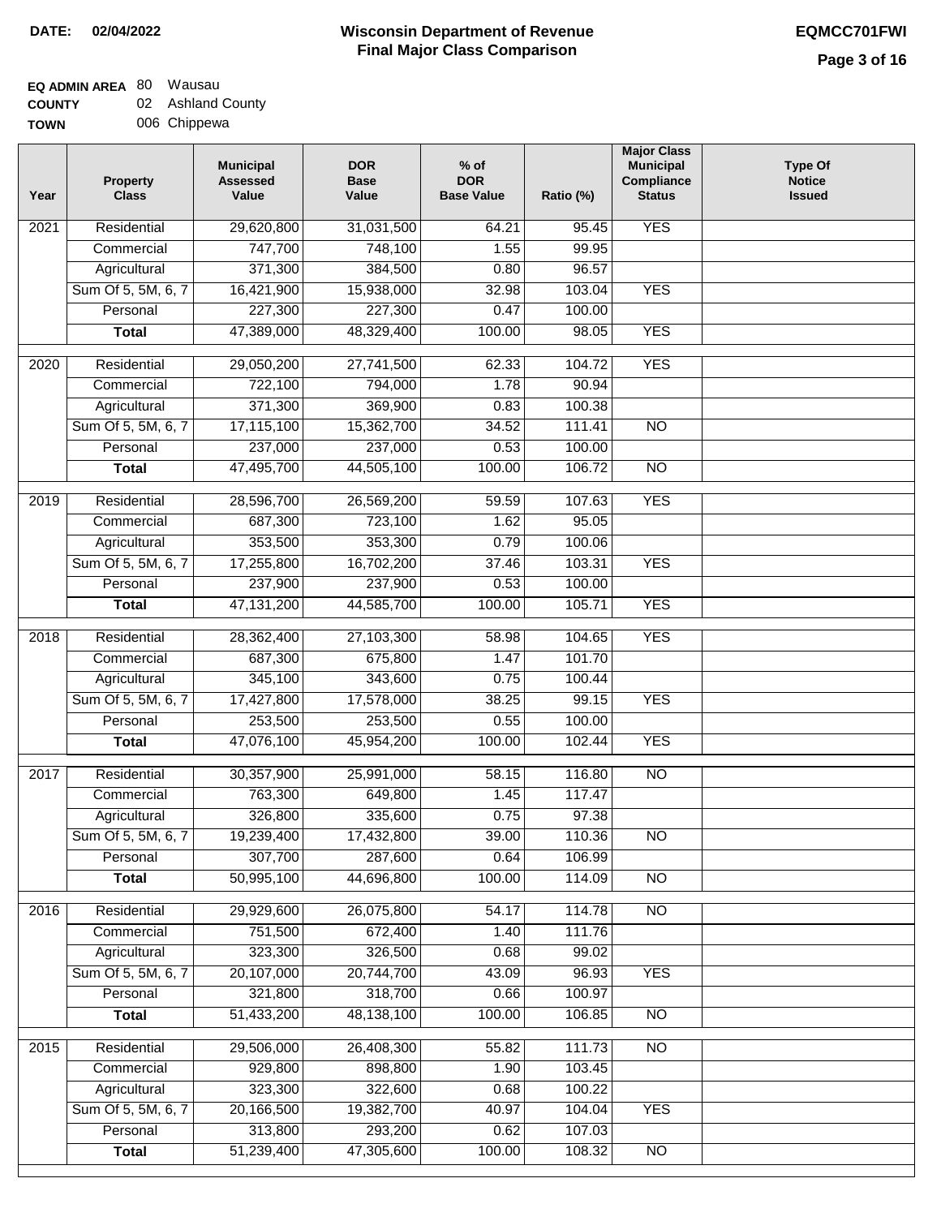**DATE:** 02/04/2022

# Wisconsin Department of Revenue
## Final Major Class Comparison

**EQMCC701FWI**

**EQ ADMIN AREA** 80 Wausau
**COUNTY** 02 Ashland County
**TOWN** 006 Chippewa

| Year | Property Class | Municipal Assessed Value | DOR Base Value | % of DOR Base Value | Ratio (%) | Major Class Municipal Compliance Status | Type Of Notice Issued |
|---|---|---|---|---|---|---|---|
| 2021 | Residential | 29,620,800 | 31,031,500 | 64.21 | 95.45 | YES | |
| | Commercial | 747,700 | 748,100 | 1.55 | 99.95 | | |
| | Agricultural | 371,300 | 384,500 | 0.80 | 96.57 | | |
| | Sum Of 5, 5M, 6, 7 | 16,421,900 | 15,938,000 | 32.98 | 103.04 | YES | |
| | Personal | 227,300 | 227,300 | 0.47 | 100.00 | | |
| | **Total** | 47,389,000 | 48,329,400 | 100.00 | 98.05 | YES | |
| 2020 | Residential | 29,050,200 | 27,741,500 | 62.33 | 104.72 | YES | |
| | Commercial | 722,100 | 794,000 | 1.78 | 90.94 | | |
| | Agricultural | 371,300 | 369,900 | 0.83 | 100.38 | | |
| | Sum Of 5, 5M, 6, 7 | 17,115,100 | 15,362,700 | 34.52 | 111.41 | NO | |
| | Personal | 237,000 | 237,000 | 0.53 | 100.00 | | |
| | **Total** | 47,495,700 | 44,505,100 | 100.00 | 106.72 | NO | |
| 2019 | Residential | 28,596,700 | 26,569,200 | 59.59 | 107.63 | YES | |
| | Commercial | 687,300 | 723,100 | 1.62 | 95.05 | | |
| | Agricultural | 353,500 | 353,300 | 0.79 | 100.06 | | |
| | Sum Of 5, 5M, 6, 7 | 17,255,800 | 16,702,200 | 37.46 | 103.31 | YES | |
| | Personal | 237,900 | 237,900 | 0.53 | 100.00 | | |
| | **Total** | 47,131,200 | 44,585,700 | 100.00 | 105.71 | YES | |
| 2018 | Residential | 28,362,400 | 27,103,300 | 58.98 | 104.65 | YES | |
| | Commercial | 687,300 | 675,800 | 1.47 | 101.70 | | |
| | Agricultural | 345,100 | 343,600 | 0.75 | 100.44 | | |
| | Sum Of 5, 5M, 6, 7 | 17,427,800 | 17,578,000 | 38.25 | 99.15 | YES | |
| | Personal | 253,500 | 253,500 | 0.55 | 100.00 | | |
| | **Total** | 47,076,100 | 45,954,200 | 100.00 | 102.44 | YES | |
| 2017 | Residential | 30,357,900 | 25,991,000 | 58.15 | 116.80 | NO | |
| | Commercial | 763,300 | 649,800 | 1.45 | 117.47 | | |
| | Agricultural | 326,800 | 335,600 | 0.75 | 97.38 | | |
| | Sum Of 5, 5M, 6, 7 | 19,239,400 | 17,432,800 | 39.00 | 110.36 | NO | |
| | Personal | 307,700 | 287,600 | 0.64 | 106.99 | | |
| | **Total** | 50,995,100 | 44,696,800 | 100.00 | 114.09 | NO | |
| 2016 | Residential | 29,929,600 | 26,075,800 | 54.17 | 114.78 | NO | |
| | Commercial | 751,500 | 672,400 | 1.40 | 111.76 | | |
| | Agricultural | 323,300 | 326,500 | 0.68 | 99.02 | | |
| | Sum Of 5, 5M, 6, 7 | 20,107,000 | 20,744,700 | 43.09 | 96.93 | YES | |
| | Personal | 321,800 | 318,700 | 0.66 | 100.97 | | |
| | **Total** | 51,433,200 | 48,138,100 | 100.00 | 106.85 | NO | |
| 2015 | Residential | 29,506,000 | 26,408,300 | 55.82 | 111.73 | NO | |
| | Commercial | 929,800 | 898,800 | 1.90 | 103.45 | | |
| | Agricultural | 323,300 | 322,600 | 0.68 | 100.22 | | |
| | Sum Of 5, 5M, 6, 7 | 20,166,500 | 19,382,700 | 40.97 | 104.04 | YES | |
| | Personal | 313,800 | 293,200 | 0.62 | 107.03 | | |
| | **Total** | 51,239,400 | 47,305,600 | 100.00 | 108.32 | NO | |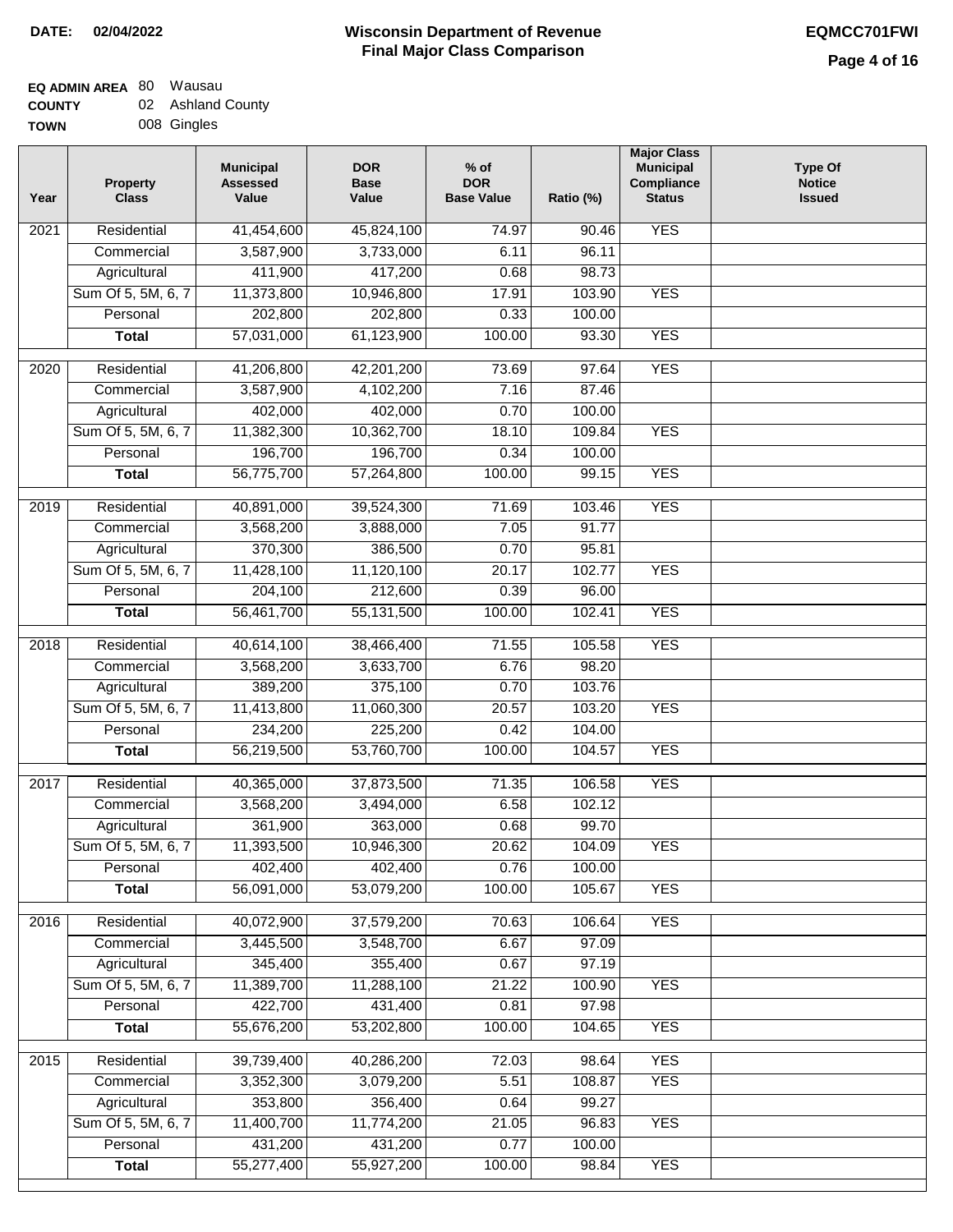**DATE: 02/04/2022**

# Wisconsin Department of Revenue
## Final Major Class Comparison

**EQMCC701FWI**

**EQ ADMIN AREA** 80 Wausau
**COUNTY** 02 Ashland County
**TOWN** 008 Gingles

| Year | Property Class | Municipal Assessed Value | DOR Base Value | % of DOR Base Value | Ratio (%) | Major Class Municipal Compliance Status | Type Of Notice Issued |
|---|---|---|---|---|---|---|---|
| 2021 | Residential | 41,454,600 | 45,824,100 | 74.97 | 90.46 | YES | |
| | Commercial | 3,587,900 | 3,733,000 | 6.11 | 96.11 | | |
| | Agricultural | 411,900 | 417,200 | 0.68 | 98.73 | | |
| | Sum Of 5, 5M, 6, 7 | 11,373,800 | 10,946,800 | 17.91 | 103.90 | YES | |
| | Personal | 202,800 | 202,800 | 0.33 | 100.00 | | |
| | **Total** | 57,031,000 | 61,123,900 | 100.00 | 93.30 | YES | |
| 2020 | Residential | 41,206,800 | 42,201,200 | 73.69 | 97.64 | YES | |
| | Commercial | 3,587,900 | 4,102,200 | 7.16 | 87.46 | | |
| | Agricultural | 402,000 | 402,000 | 0.70 | 100.00 | | |
| | Sum Of 5, 5M, 6, 7 | 11,382,300 | 10,362,700 | 18.10 | 109.84 | YES | |
| | Personal | 196,700 | 196,700 | 0.34 | 100.00 | | |
| | **Total** | 56,775,700 | 57,264,800 | 100.00 | 99.15 | YES | |
| 2019 | Residential | 40,891,000 | 39,524,300 | 71.69 | 103.46 | YES | |
| | Commercial | 3,568,200 | 3,888,000 | 7.05 | 91.77 | | |
| | Agricultural | 370,300 | 386,500 | 0.70 | 95.81 | | |
| | Sum Of 5, 5M, 6, 7 | 11,428,100 | 11,120,100 | 20.17 | 102.77 | YES | |
| | Personal | 204,100 | 212,600 | 0.39 | 96.00 | | |
| | **Total** | 56,461,700 | 55,131,500 | 100.00 | 102.41 | YES | |
| 2018 | Residential | 40,614,100 | 38,466,400 | 71.55 | 105.58 | YES | |
| | Commercial | 3,568,200 | 3,633,700 | 6.76 | 98.20 | | |
| | Agricultural | 389,200 | 375,100 | 0.70 | 103.76 | | |
| | Sum Of 5, 5M, 6, 7 | 11,413,800 | 11,060,300 | 20.57 | 103.20 | YES | |
| | Personal | 234,200 | 225,200 | 0.42 | 104.00 | | |
| | **Total** | 56,219,500 | 53,760,700 | 100.00 | 104.57 | YES | |
| 2017 | Residential | 40,365,000 | 37,873,500 | 71.35 | 106.58 | YES | |
| | Commercial | 3,568,200 | 3,494,000 | 6.58 | 102.12 | | |
| | Agricultural | 361,900 | 363,000 | 0.68 | 99.70 | | |
| | Sum Of 5, 5M, 6, 7 | 11,393,500 | 10,946,300 | 20.62 | 104.09 | YES | |
| | Personal | 402,400 | 402,400 | 0.76 | 100.00 | | |
| | **Total** | 56,091,000 | 53,079,200 | 100.00 | 105.67 | YES | |
| 2016 | Residential | 40,072,900 | 37,579,200 | 70.63 | 106.64 | YES | |
| | Commercial | 3,445,500 | 3,548,700 | 6.67 | 97.09 | | |
| | Agricultural | 345,400 | 355,400 | 0.67 | 97.19 | | |
| | Sum Of 5, 5M, 6, 7 | 11,389,700 | 11,288,100 | 21.22 | 100.90 | YES | |
| | Personal | 422,700 | 431,400 | 0.81 | 97.98 | | |
| | **Total** | 55,676,200 | 53,202,800 | 100.00 | 104.65 | YES | |
| 2015 | Residential | 39,739,400 | 40,286,200 | 72.03 | 98.64 | YES | |
| | Commercial | 3,352,300 | 3,079,200 | 5.51 | 108.87 | YES | |
| | Agricultural | 353,800 | 356,400 | 0.64 | 99.27 | | |
| | Sum Of 5, 5M, 6, 7 | 11,400,700 | 11,774,200 | 21.05 | 96.83 | YES | |
| | Personal | 431,200 | 431,200 | 0.77 | 100.00 | | |
| | **Total** | 55,277,400 | 55,927,200 | 100.00 | 98.84 | YES | |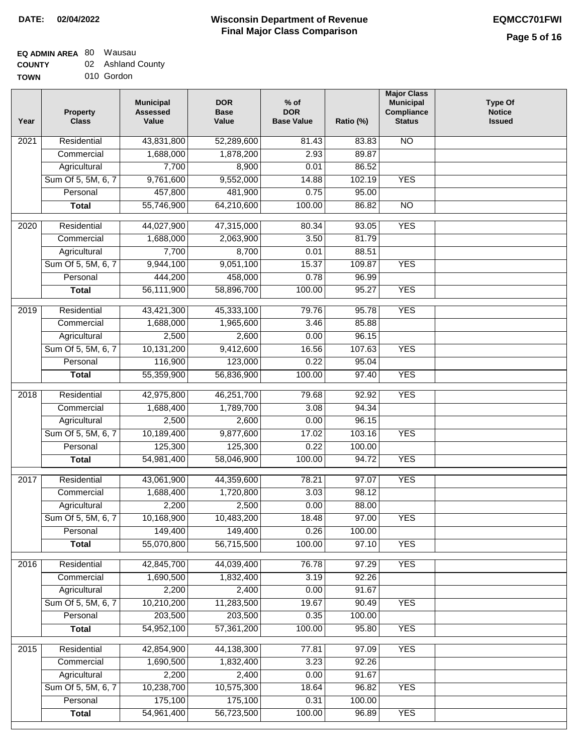**DATE: 02/04/2022**

# Wisconsin Department of Revenue
## Final Major Class Comparison

**EQMCC701FWI**

**EQ ADMIN AREA** 80 Wausau
**COUNTY** 02 Ashland County
**TOWN** 010 Gordon

| Year | Property Class | Municipal Assessed Value | DOR Base Value | % of DOR Base Value | Ratio (%) | Major Class Municipal Compliance Status | Type Of Notice Issued |
|---|---|---|---|---|---|---|---|
| 2021 | Residential | 43,831,800 | 52,289,600 | 81.43 | 83.83 | NO | |
| | Commercial | 1,688,000 | 1,878,200 | 2.93 | 89.87 | | |
| | Agricultural | 7,700 | 8,900 | 0.01 | 86.52 | | |
| | Sum Of 5, 5M, 6, 7 | 9,761,600 | 9,552,000 | 14.88 | 102.19 | YES | |
| | Personal | 457,800 | 481,900 | 0.75 | 95.00 | | |
| | **Total** | 55,746,900 | 64,210,600 | 100.00 | 86.82 | NO | |
| 2020 | Residential | 44,027,900 | 47,315,000 | 80.34 | 93.05 | YES | |
| | Commercial | 1,688,000 | 2,063,900 | 3.50 | 81.79 | | |
| | Agricultural | 7,700 | 8,700 | 0.01 | 88.51 | | |
| | Sum Of 5, 5M, 6, 7 | 9,944,100 | 9,051,100 | 15.37 | 109.87 | YES | |
| | Personal | 444,200 | 458,000 | 0.78 | 96.99 | | |
| | **Total** | 56,111,900 | 58,896,700 | 100.00 | 95.27 | YES | |
| 2019 | Residential | 43,421,300 | 45,333,100 | 79.76 | 95.78 | YES | |
| | Commercial | 1,688,000 | 1,965,600 | 3.46 | 85.88 | | |
| | Agricultural | 2,500 | 2,600 | 0.00 | 96.15 | | |
| | Sum Of 5, 5M, 6, 7 | 10,131,200 | 9,412,600 | 16.56 | 107.63 | YES | |
| | Personal | 116,900 | 123,000 | 0.22 | 95.04 | | |
| | **Total** | 55,359,900 | 56,836,900 | 100.00 | 97.40 | YES | |
| 2018 | Residential | 42,975,800 | 46,251,700 | 79.68 | 92.92 | YES | |
| | Commercial | 1,688,400 | 1,789,700 | 3.08 | 94.34 | | |
| | Agricultural | 2,500 | 2,600 | 0.00 | 96.15 | | |
| | Sum Of 5, 5M, 6, 7 | 10,189,400 | 9,877,600 | 17.02 | 103.16 | YES | |
| | Personal | 125,300 | 125,300 | 0.22 | 100.00 | | |
| | **Total** | 54,981,400 | 58,046,900 | 100.00 | 94.72 | YES | |
| 2017 | Residential | 43,061,900 | 44,359,600 | 78.21 | 97.07 | YES | |
| | Commercial | 1,688,400 | 1,720,800 | 3.03 | 98.12 | | |
| | Agricultural | 2,200 | 2,500 | 0.00 | 88.00 | | |
| | Sum Of 5, 5M, 6, 7 | 10,168,900 | 10,483,200 | 18.48 | 97.00 | YES | |
| | Personal | 149,400 | 149,400 | 0.26 | 100.00 | | |
| | **Total** | 55,070,800 | 56,715,500 | 100.00 | 97.10 | YES | |
| 2016 | Residential | 42,845,700 | 44,039,400 | 76.78 | 97.29 | YES | |
| | Commercial | 1,690,500 | 1,832,400 | 3.19 | 92.26 | | |
| | Agricultural | 2,200 | 2,400 | 0.00 | 91.67 | | |
| | Sum Of 5, 5M, 6, 7 | 10,210,200 | 11,283,500 | 19.67 | 90.49 | YES | |
| | Personal | 203,500 | 203,500 | 0.35 | 100.00 | | |
| | **Total** | 54,952,100 | 57,361,200 | 100.00 | 95.80 | YES | |
| 2015 | Residential | 42,854,900 | 44,138,300 | 77.81 | 97.09 | YES | |
| | Commercial | 1,690,500 | 1,832,400 | 3.23 | 92.26 | | |
| | Agricultural | 2,200 | 2,400 | 0.00 | 91.67 | | |
| | Sum Of 5, 5M, 6, 7 | 10,238,700 | 10,575,300 | 18.64 | 96.82 | YES | |
| | Personal | 175,100 | 175,100 | 0.31 | 100.00 | | |
| | **Total** | 54,961,400 | 56,723,500 | 100.00 | 96.89 | YES | |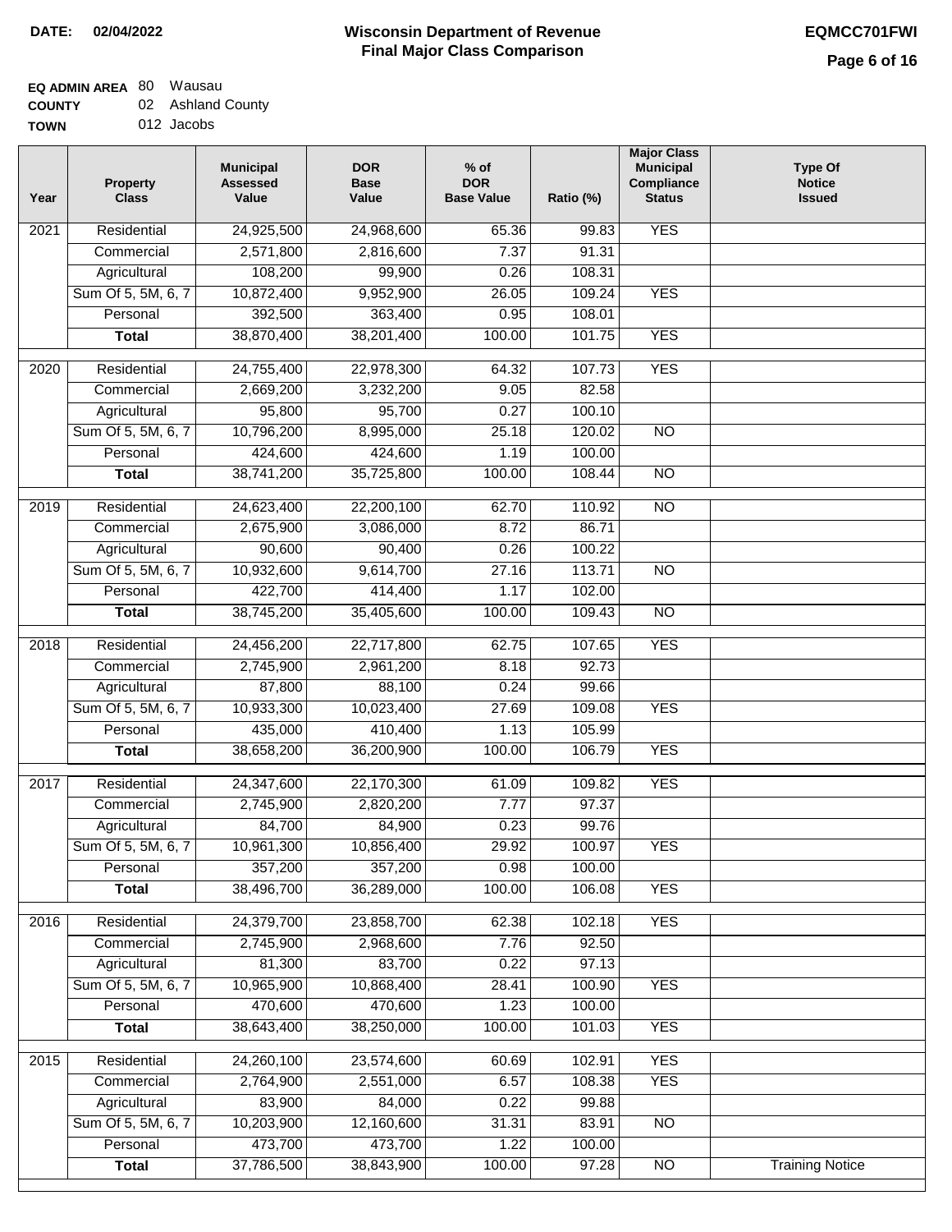**DATE: 02/04/2022**

# Wisconsin Department of Revenue
## Final Major Class Comparison

**EQMCC701FWI**

**EQ ADMIN AREA** 80 Wausau
**COUNTY** 02 Ashland County
**TOWN** 012 Jacobs

| Year | Property Class | Municipal Assessed Value | DOR Base Value | % of DOR Base Value | Ratio (%) | Major Class Municipal Compliance Status | Type Of Notice Issued |
|---|---|---|---|---|---|---|---|
| 2021 | Residential | 24,925,500 | 24,968,600 | 65.36 | 99.83 | YES | |
| | Commercial | 2,571,800 | 2,816,600 | 7.37 | 91.31 | | |
| | Agricultural | 108,200 | 99,900 | 0.26 | 108.31 | | |
| | Sum Of 5, 5M, 6, 7 | 10,872,400 | 9,952,900 | 26.05 | 109.24 | YES | |
| | Personal | 392,500 | 363,400 | 0.95 | 108.01 | | |
| | **Total** | 38,870,400 | 38,201,400 | 100.00 | 101.75 | YES | |
| 2020 | Residential | 24,755,400 | 22,978,300 | 64.32 | 107.73 | YES | |
| | Commercial | 2,669,200 | 3,232,200 | 9.05 | 82.58 | | |
| | Agricultural | 95,800 | 95,700 | 0.27 | 100.10 | | |
| | Sum Of 5, 5M, 6, 7 | 10,796,200 | 8,995,000 | 25.18 | 120.02 | NO | |
| | Personal | 424,600 | 424,600 | 1.19 | 100.00 | | |
| | **Total** | 38,741,200 | 35,725,800 | 100.00 | 108.44 | NO | |
| 2019 | Residential | 24,623,400 | 22,200,100 | 62.70 | 110.92 | NO | |
| | Commercial | 2,675,900 | 3,086,000 | 8.72 | 86.71 | | |
| | Agricultural | 90,600 | 90,400 | 0.26 | 100.22 | | |
| | Sum Of 5, 5M, 6, 7 | 10,932,600 | 9,614,700 | 27.16 | 113.71 | NO | |
| | Personal | 422,700 | 414,400 | 1.17 | 102.00 | | |
| | **Total** | 38,745,200 | 35,405,600 | 100.00 | 109.43 | NO | |
| 2018 | Residential | 24,456,200 | 22,717,800 | 62.75 | 107.65 | YES | |
| | Commercial | 2,745,900 | 2,961,200 | 8.18 | 92.73 | | |
| | Agricultural | 87,800 | 88,100 | 0.24 | 99.66 | | |
| | Sum Of 5, 5M, 6, 7 | 10,933,300 | 10,023,400 | 27.69 | 109.08 | YES | |
| | Personal | 435,000 | 410,400 | 1.13 | 105.99 | | |
| | **Total** | 38,658,200 | 36,200,900 | 100.00 | 106.79 | YES | |
| 2017 | Residential | 24,347,600 | 22,170,300 | 61.09 | 109.82 | YES | |
| | Commercial | 2,745,900 | 2,820,200 | 7.77 | 97.37 | | |
| | Agricultural | 84,700 | 84,900 | 0.23 | 99.76 | | |
| | Sum Of 5, 5M, 6, 7 | 10,961,300 | 10,856,400 | 29.92 | 100.97 | YES | |
| | Personal | 357,200 | 357,200 | 0.98 | 100.00 | | |
| | **Total** | 38,496,700 | 36,289,000 | 100.00 | 106.08 | YES | |
| 2016 | Residential | 24,379,700 | 23,858,700 | 62.38 | 102.18 | YES | |
| | Commercial | 2,745,900 | 2,968,600 | 7.76 | 92.50 | | |
| | Agricultural | 81,300 | 83,700 | 0.22 | 97.13 | | |
| | Sum Of 5, 5M, 6, 7 | 10,965,900 | 10,868,400 | 28.41 | 100.90 | YES | |
| | Personal | 470,600 | 470,600 | 1.23 | 100.00 | | |
| | **Total** | 38,643,400 | 38,250,000 | 100.00 | 101.03 | YES | |
| 2015 | Residential | 24,260,100 | 23,574,600 | 60.69 | 102.91 | YES | |
| | Commercial | 2,764,900 | 2,551,000 | 6.57 | 108.38 | YES | |
| | Agricultural | 83,900 | 84,000 | 0.22 | 99.88 | | |
| | Sum Of 5, 5M, 6, 7 | 10,203,900 | 12,160,600 | 31.31 | 83.91 | NO | |
| | Personal | 473,700 | 473,700 | 1.22 | 100.00 | | |
| | **Total** | 37,786,500 | 38,843,900 | 100.00 | 97.28 | NO | Training Notice |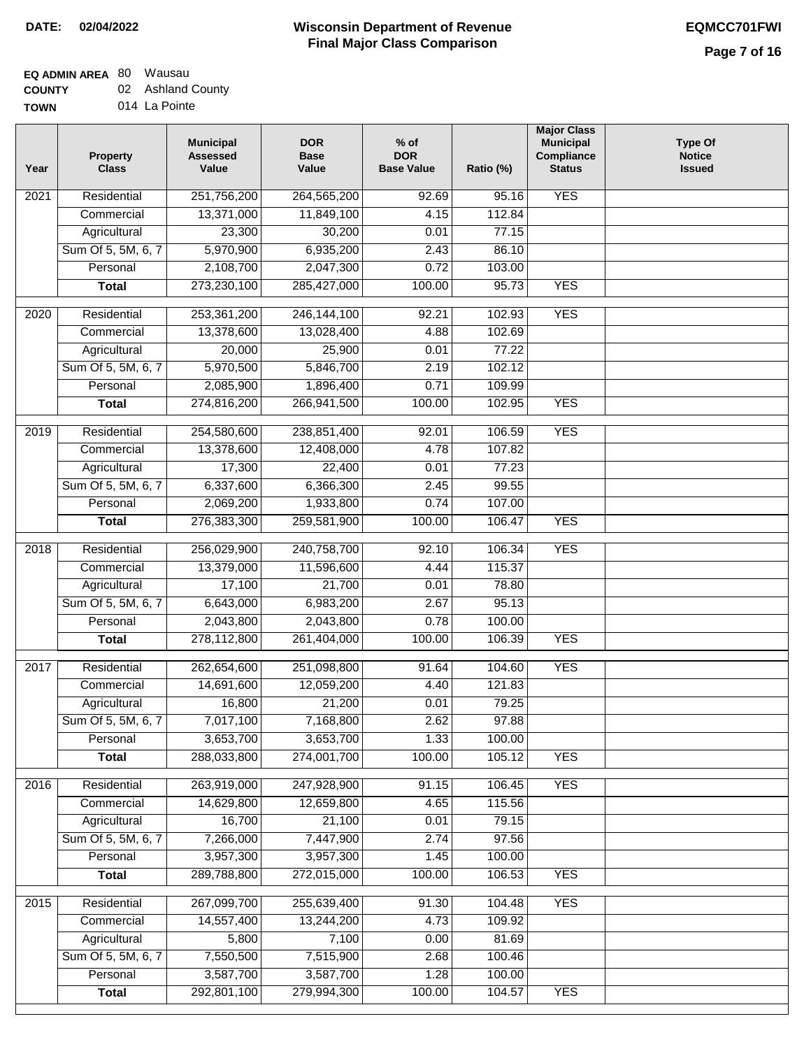**DATE:** 02/04/2022

# Wisconsin Department of Revenue
## Final Major Class Comparison

**EQMCC701FWI**

**EQ ADMIN AREA** 80 Wausau
**COUNTY** 02 Ashland County
**TOWN** 014 La Pointe

| Year | Property Class | Municipal Assessed Value | DOR Base Value | % of DOR Base Value | Ratio (%) | Major Class Municipal Compliance Status | Type Of Notice Issued |
|---|---|---|---|---|---|---|---|
| 2021 | Residential | 251,756,200 | 264,565,200 | 92.69 | 95.16 | YES | |
| | Commercial | 13,371,000 | 11,849,100 | 4.15 | 112.84 | | |
| | Agricultural | 23,300 | 30,200 | 0.01 | 77.15 | | |
| | Sum Of 5, 5M, 6, 7 | 5,970,900 | 6,935,200 | 2.43 | 86.10 | | |
| | Personal | 2,108,700 | 2,047,300 | 0.72 | 103.00 | | |
| | **Total** | 273,230,100 | 285,427,000 | 100.00 | 95.73 | YES | |
| 2020 | Residential | 253,361,200 | 246,144,100 | 92.21 | 102.93 | YES | |
| | Commercial | 13,378,600 | 13,028,400 | 4.88 | 102.69 | | |
| | Agricultural | 20,000 | 25,900 | 0.01 | 77.22 | | |
| | Sum Of 5, 5M, 6, 7 | 5,970,500 | 5,846,700 | 2.19 | 102.12 | | |
| | Personal | 2,085,900 | 1,896,400 | 0.71 | 109.99 | | |
| | **Total** | 274,816,200 | 266,941,500 | 100.00 | 102.95 | YES | |
| 2019 | Residential | 254,580,600 | 238,851,400 | 92.01 | 106.59 | YES | |
| | Commercial | 13,378,600 | 12,408,000 | 4.78 | 107.82 | | |
| | Agricultural | 17,300 | 22,400 | 0.01 | 77.23 | | |
| | Sum Of 5, 5M, 6, 7 | 6,337,600 | 6,366,300 | 2.45 | 99.55 | | |
| | Personal | 2,069,200 | 1,933,800 | 0.74 | 107.00 | | |
| | **Total** | 276,383,300 | 259,581,900 | 100.00 | 106.47 | YES | |
| 2018 | Residential | 256,029,900 | 240,758,700 | 92.10 | 106.34 | YES | |
| | Commercial | 13,379,000 | 11,596,600 | 4.44 | 115.37 | | |
| | Agricultural | 17,100 | 21,700 | 0.01 | 78.80 | | |
| | Sum Of 5, 5M, 6, 7 | 6,643,000 | 6,983,200 | 2.67 | 95.13 | | |
| | Personal | 2,043,800 | 2,043,800 | 0.78 | 100.00 | | |
| | **Total** | 278,112,800 | 261,404,000 | 100.00 | 106.39 | YES | |
| 2017 | Residential | 262,654,600 | 251,098,800 | 91.64 | 104.60 | YES | |
| | Commercial | 14,691,600 | 12,059,200 | 4.40 | 121.83 | | |
| | Agricultural | 16,800 | 21,200 | 0.01 | 79.25 | | |
| | Sum Of 5, 5M, 6, 7 | 7,017,100 | 7,168,800 | 2.62 | 97.88 | | |
| | Personal | 3,653,700 | 3,653,700 | 1.33 | 100.00 | | |
| | **Total** | 288,033,800 | 274,001,700 | 100.00 | 105.12 | YES | |
| 2016 | Residential | 263,919,000 | 247,928,900 | 91.15 | 106.45 | YES | |
| | Commercial | 14,629,800 | 12,659,800 | 4.65 | 115.56 | | |
| | Agricultural | 16,700 | 21,100 | 0.01 | 79.15 | | |
| | Sum Of 5, 5M, 6, 7 | 7,266,000 | 7,447,900 | 2.74 | 97.56 | | |
| | Personal | 3,957,300 | 3,957,300 | 1.45 | 100.00 | | |
| | **Total** | 289,788,800 | 272,015,000 | 100.00 | 106.53 | YES | |
| 2015 | Residential | 267,099,700 | 255,639,400 | 91.30 | 104.48 | YES | |
| | Commercial | 14,557,400 | 13,244,200 | 4.73 | 109.92 | | |
| | Agricultural | 5,800 | 7,100 | 0.00 | 81.69 | | |
| | Sum Of 5, 5M, 6, 7 | 7,550,500 | 7,515,900 | 2.68 | 100.46 | | |
| | Personal | 3,587,700 | 3,587,700 | 1.28 | 100.00 | | |
| | **Total** | 292,801,100 | 279,994,300 | 100.00 | 104.57 | YES | |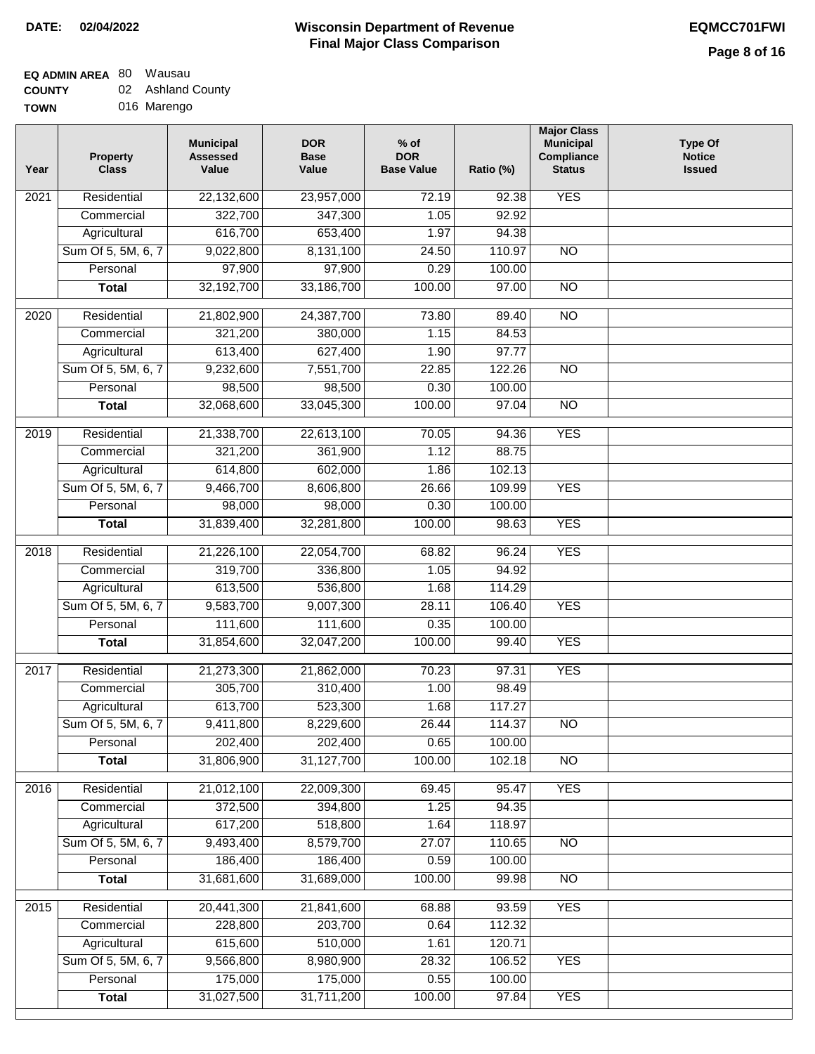**DATE:** 02/04/2022

# Wisconsin Department of Revenue
## Final Major Class Comparison

**EQMCC701FWI**

**EQ ADMIN AREA** 80 Wausau
**COUNTY** 02 Ashland County
**TOWN** 016 Marengo

| Year | Property Class | Municipal Assessed Value | DOR Base Value | % of DOR Base Value | Ratio (%) | Major Class Municipal Compliance Status | Type Of Notice Issued |
|---|---|---|---|---|---|---|---|
| 2021 | Residential | 22,132,600 | 23,957,000 | 72.19 | 92.38 | YES | |
| | Commercial | 322,700 | 347,300 | 1.05 | 92.92 | | |
| | Agricultural | 616,700 | 653,400 | 1.97 | 94.38 | | |
| | Sum Of 5, 5M, 6, 7 | 9,022,800 | 8,131,100 | 24.50 | 110.97 | NO | |
| | Personal | 97,900 | 97,900 | 0.29 | 100.00 | | |
| | **Total** | 32,192,700 | 33,186,700 | 100.00 | 97.00 | NO | |
| 2020 | Residential | 21,802,900 | 24,387,700 | 73.80 | 89.40 | NO | |
| | Commercial | 321,200 | 380,000 | 1.15 | 84.53 | | |
| | Agricultural | 613,400 | 627,400 | 1.90 | 97.77 | | |
| | Sum Of 5, 5M, 6, 7 | 9,232,600 | 7,551,700 | 22.85 | 122.26 | NO | |
| | Personal | 98,500 | 98,500 | 0.30 | 100.00 | | |
| | **Total** | 32,068,600 | 33,045,300 | 100.00 | 97.04 | NO | |
| 2019 | Residential | 21,338,700 | 22,613,100 | 70.05 | 94.36 | YES | |
| | Commercial | 321,200 | 361,900 | 1.12 | 88.75 | | |
| | Agricultural | 614,800 | 602,000 | 1.86 | 102.13 | | |
| | Sum Of 5, 5M, 6, 7 | 9,466,700 | 8,606,800 | 26.66 | 109.99 | YES | |
| | Personal | 98,000 | 98,000 | 0.30 | 100.00 | | |
| | **Total** | 31,839,400 | 32,281,800 | 100.00 | 98.63 | YES | |
| 2018 | Residential | 21,226,100 | 22,054,700 | 68.82 | 96.24 | YES | |
| | Commercial | 319,700 | 336,800 | 1.05 | 94.92 | | |
| | Agricultural | 613,500 | 536,800 | 1.68 | 114.29 | | |
| | Sum Of 5, 5M, 6, 7 | 9,583,700 | 9,007,300 | 28.11 | 106.40 | YES | |
| | Personal | 111,600 | 111,600 | 0.35 | 100.00 | | |
| | **Total** | 31,854,600 | 32,047,200 | 100.00 | 99.40 | YES | |
| 2017 | Residential | 21,273,300 | 21,862,000 | 70.23 | 97.31 | YES | |
| | Commercial | 305,700 | 310,400 | 1.00 | 98.49 | | |
| | Agricultural | 613,700 | 523,300 | 1.68 | 117.27 | | |
| | Sum Of 5, 5M, 6, 7 | 9,411,800 | 8,229,600 | 26.44 | 114.37 | NO | |
| | Personal | 202,400 | 202,400 | 0.65 | 100.00 | | |
| | **Total** | 31,806,900 | 31,127,700 | 100.00 | 102.18 | NO | |
| 2016 | Residential | 21,012,100 | 22,009,300 | 69.45 | 95.47 | YES | |
| | Commercial | 372,500 | 394,800 | 1.25 | 94.35 | | |
| | Agricultural | 617,200 | 518,800 | 1.64 | 118.97 | | |
| | Sum Of 5, 5M, 6, 7 | 9,493,400 | 8,579,700 | 27.07 | 110.65 | NO | |
| | Personal | 186,400 | 186,400 | 0.59 | 100.00 | | |
| | **Total** | 31,681,600 | 31,689,000 | 100.00 | 99.98 | NO | |
| 2015 | Residential | 20,441,300 | 21,841,600 | 68.88 | 93.59 | YES | |
| | Commercial | 228,800 | 203,700 | 0.64 | 112.32 | | |
| | Agricultural | 615,600 | 510,000 | 1.61 | 120.71 | | |
| | Sum Of 5, 5M, 6, 7 | 9,566,800 | 8,980,900 | 28.32 | 106.52 | YES | |
| | Personal | 175,000 | 175,000 | 0.55 | 100.00 | | |
| | **Total** | 31,027,500 | 31,711,200 | 100.00 | 97.84 | YES | |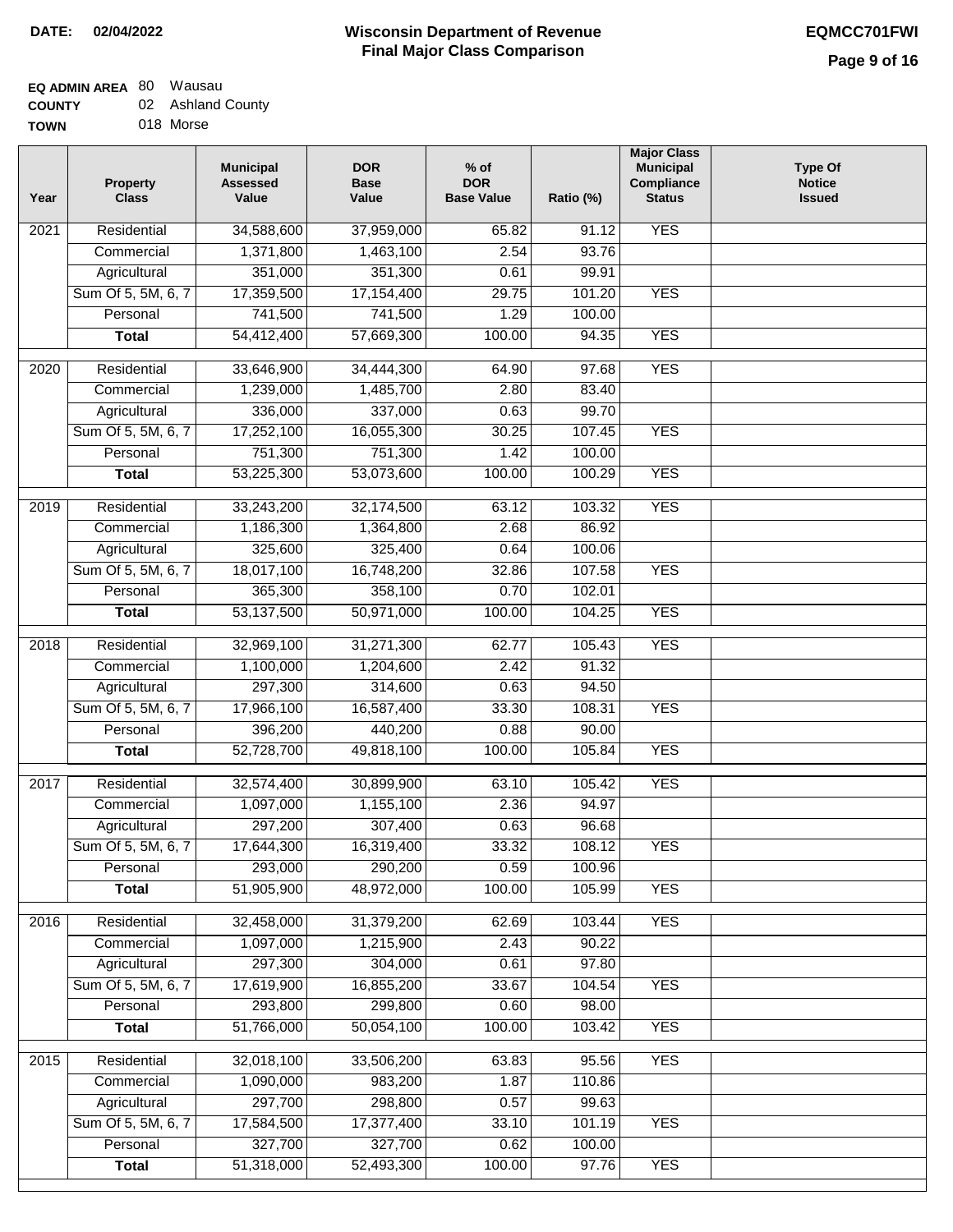DATE: 02/04/2022

# Wisconsin Department of Revenue
## Final Major Class Comparison

EQMCC701FWI

**EQ ADMIN AREA** 80 Wausau
**COUNTY** 02 Ashland County
**TOWN** 018 Morse

| Year | Property Class | Municipal Assessed Value | DOR Base Value | % of DOR Base Value | Ratio (%) | Major Class Municipal Compliance Status | Type Of Notice Issued |
|---|---|---|---|---|---|---|---|
| 2021 | Residential | 34,588,600 | 37,959,000 | 65.82 | 91.12 | YES | |
| | Commercial | 1,371,800 | 1,463,100 | 2.54 | 93.76 | | |
| | Agricultural | 351,000 | 351,300 | 0.61 | 99.91 | | |
| | Sum Of 5, 5M, 6, 7 | 17,359,500 | 17,154,400 | 29.75 | 101.20 | YES | |
| | Personal | 741,500 | 741,500 | 1.29 | 100.00 | | |
| | **Total** | 54,412,400 | 57,669,300 | 100.00 | 94.35 | YES | |
| 2020 | Residential | 33,646,900 | 34,444,300 | 64.90 | 97.68 | YES | |
| | Commercial | 1,239,000 | 1,485,700 | 2.80 | 83.40 | | |
| | Agricultural | 336,000 | 337,000 | 0.63 | 99.70 | | |
| | Sum Of 5, 5M, 6, 7 | 17,252,100 | 16,055,300 | 30.25 | 107.45 | YES | |
| | Personal | 751,300 | 751,300 | 1.42 | 100.00 | | |
| | **Total** | 53,225,300 | 53,073,600 | 100.00 | 100.29 | YES | |
| 2019 | Residential | 33,243,200 | 32,174,500 | 63.12 | 103.32 | YES | |
| | Commercial | 1,186,300 | 1,364,800 | 2.68 | 86.92 | | |
| | Agricultural | 325,600 | 325,400 | 0.64 | 100.06 | | |
| | Sum Of 5, 5M, 6, 7 | 18,017,100 | 16,748,200 | 32.86 | 107.58 | YES | |
| | Personal | 365,300 | 358,100 | 0.70 | 102.01 | | |
| | **Total** | 53,137,500 | 50,971,000 | 100.00 | 104.25 | YES | |
| 2018 | Residential | 32,969,100 | 31,271,300 | 62.77 | 105.43 | YES | |
| | Commercial | 1,100,000 | 1,204,600 | 2.42 | 91.32 | | |
| | Agricultural | 297,300 | 314,600 | 0.63 | 94.50 | | |
| | Sum Of 5, 5M, 6, 7 | 17,966,100 | 16,587,400 | 33.30 | 108.31 | YES | |
| | Personal | 396,200 | 440,200 | 0.88 | 90.00 | | |
| | **Total** | 52,728,700 | 49,818,100 | 100.00 | 105.84 | YES | |
| 2017 | Residential | 32,574,400 | 30,899,900 | 63.10 | 105.42 | YES | |
| | Commercial | 1,097,000 | 1,155,100 | 2.36 | 94.97 | | |
| | Agricultural | 297,200 | 307,400 | 0.63 | 96.68 | | |
| | Sum Of 5, 5M, 6, 7 | 17,644,300 | 16,319,400 | 33.32 | 108.12 | YES | |
| | Personal | 293,000 | 290,200 | 0.59 | 100.96 | | |
| | **Total** | 51,905,900 | 48,972,000 | 100.00 | 105.99 | YES | |
| 2016 | Residential | 32,458,000 | 31,379,200 | 62.69 | 103.44 | YES | |
| | Commercial | 1,097,000 | 1,215,900 | 2.43 | 90.22 | | |
| | Agricultural | 297,300 | 304,000 | 0.61 | 97.80 | | |
| | Sum Of 5, 5M, 6, 7 | 17,619,900 | 16,855,200 | 33.67 | 104.54 | YES | |
| | Personal | 293,800 | 299,800 | 0.60 | 98.00 | | |
| | **Total** | 51,766,000 | 50,054,100 | 100.00 | 103.42 | YES | |
| 2015 | Residential | 32,018,100 | 33,506,200 | 63.83 | 95.56 | YES | |
| | Commercial | 1,090,000 | 983,200 | 1.87 | 110.86 | | |
| | Agricultural | 297,700 | 298,800 | 0.57 | 99.63 | | |
| | Sum Of 5, 5M, 6, 7 | 17,584,500 | 17,377,400 | 33.10 | 101.19 | YES | |
| | Personal | 327,700 | 327,700 | 0.62 | 100.00 | | |
| | **Total** | 51,318,000 | 52,493,300 | 100.00 | 97.76 | YES | |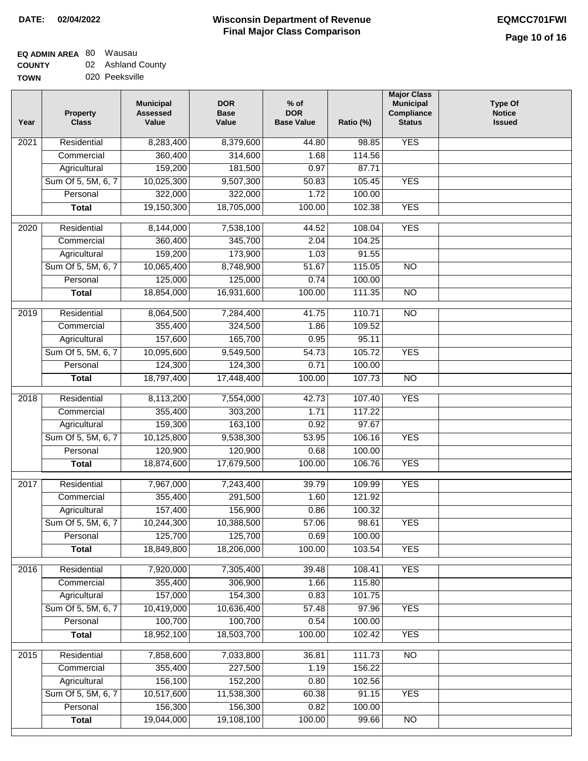**DATE:** 02/04/2022

# Wisconsin Department of Revenue
## Final Major Class Comparison

**EQMCC701FWI**

**EQ ADMIN AREA** 80 Wausau
**COUNTY** 02 Ashland County
**TOWN** 020 Peeksville

| Year | Property Class | Municipal Assessed Value | DOR Base Value | % of DOR Base Value | Ratio (%) | Major Class Municipal Compliance Status | Type Of Notice Issued |
|---|---|---|---|---|---|---|---|
| 2021 | Residential | 8,283,400 | 8,379,600 | 44.80 | 98.85 | YES | |
| | Commercial | 360,400 | 314,600 | 1.68 | 114.56 | | |
| | Agricultural | 159,200 | 181,500 | 0.97 | 87.71 | | |
| | Sum Of 5, 5M, 6, 7 | 10,025,300 | 9,507,300 | 50.83 | 105.45 | YES | |
| | Personal | 322,000 | 322,000 | 1.72 | 100.00 | | |
| | **Total** | 19,150,300 | 18,705,000 | 100.00 | 102.38 | YES | |
| 2020 | Residential | 8,144,000 | 7,538,100 | 44.52 | 108.04 | YES | |
| | Commercial | 360,400 | 345,700 | 2.04 | 104.25 | | |
| | Agricultural | 159,200 | 173,900 | 1.03 | 91.55 | | |
| | Sum Of 5, 5M, 6, 7 | 10,065,400 | 8,748,900 | 51.67 | 115.05 | NO | |
| | Personal | 125,000 | 125,000 | 0.74 | 100.00 | | |
| | **Total** | 18,854,000 | 16,931,600 | 100.00 | 111.35 | NO | |
| 2019 | Residential | 8,064,500 | 7,284,400 | 41.75 | 110.71 | NO | |
| | Commercial | 355,400 | 324,500 | 1.86 | 109.52 | | |
| | Agricultural | 157,600 | 165,700 | 0.95 | 95.11 | | |
| | Sum Of 5, 5M, 6, 7 | 10,095,600 | 9,549,500 | 54.73 | 105.72 | YES | |
| | Personal | 124,300 | 124,300 | 0.71 | 100.00 | | |
| | **Total** | 18,797,400 | 17,448,400 | 100.00 | 107.73 | NO | |
| 2018 | Residential | 8,113,200 | 7,554,000 | 42.73 | 107.40 | YES | |
| | Commercial | 355,400 | 303,200 | 1.71 | 117.22 | | |
| | Agricultural | 159,300 | 163,100 | 0.92 | 97.67 | | |
| | Sum Of 5, 5M, 6, 7 | 10,125,800 | 9,538,300 | 53.95 | 106.16 | YES | |
| | Personal | 120,900 | 120,900 | 0.68 | 100.00 | | |
| | **Total** | 18,874,600 | 17,679,500 | 100.00 | 106.76 | YES | |
| 2017 | Residential | 7,967,000 | 7,243,400 | 39.79 | 109.99 | YES | |
| | Commercial | 355,400 | 291,500 | 1.60 | 121.92 | | |
| | Agricultural | 157,400 | 156,900 | 0.86 | 100.32 | | |
| | Sum Of 5, 5M, 6, 7 | 10,244,300 | 10,388,500 | 57.06 | 98.61 | YES | |
| | Personal | 125,700 | 125,700 | 0.69 | 100.00 | | |
| | **Total** | 18,849,800 | 18,206,000 | 100.00 | 103.54 | YES | |
| 2016 | Residential | 7,920,000 | 7,305,400 | 39.48 | 108.41 | YES | |
| | Commercial | 355,400 | 306,900 | 1.66 | 115.80 | | |
| | Agricultural | 157,000 | 154,300 | 0.83 | 101.75 | | |
| | Sum Of 5, 5M, 6, 7 | 10,419,000 | 10,636,400 | 57.48 | 97.96 | YES | |
| | Personal | 100,700 | 100,700 | 0.54 | 100.00 | | |
| | **Total** | 18,952,100 | 18,503,700 | 100.00 | 102.42 | YES | |
| 2015 | Residential | 7,858,600 | 7,033,800 | 36.81 | 111.73 | NO | |
| | Commercial | 355,400 | 227,500 | 1.19 | 156.22 | | |
| | Agricultural | 156,100 | 152,200 | 0.80 | 102.56 | | |
| | Sum Of 5, 5M, 6, 7 | 10,517,600 | 11,538,300 | 60.38 | 91.15 | YES | |
| | Personal | 156,300 | 156,300 | 0.82 | 100.00 | | |
| | **Total** | 19,044,000 | 19,108,100 | 100.00 | 99.66 | NO | |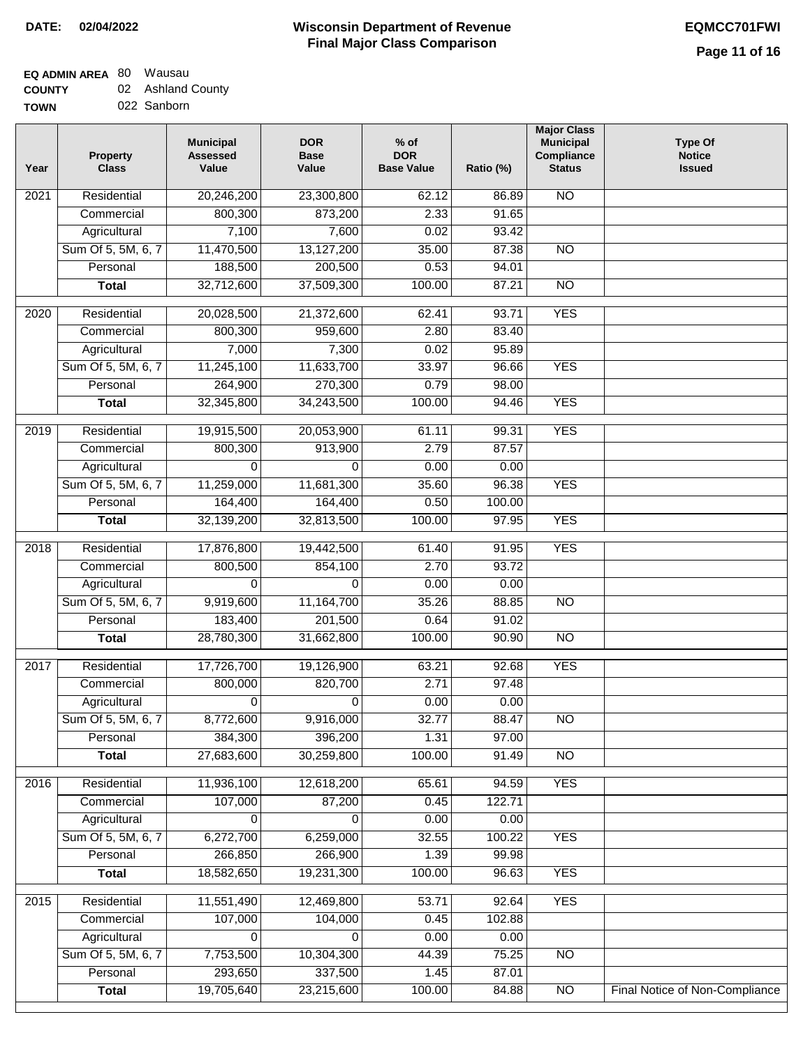**DATE: 02/04/2022**

# Wisconsin Department of Revenue
## Final Major Class Comparison

**EQMCC701FWI**

**EQ ADMIN AREA** 80 Wausau
**COUNTY** 02 Ashland County
**TOWN** 022 Sanborn

| Year | Property Class | Municipal Assessed Value | DOR Base Value | % of DOR Base Value | Ratio (%) | Major Class Municipal Compliance Status | Type Of Notice Issued |
|---|---|---|---|---|---|---|---|
| 2021 | Residential | 20,246,200 | 23,300,800 | 62.12 | 86.89 | NO | |
| | Commercial | 800,300 | 873,200 | 2.33 | 91.65 | | |
| | Agricultural | 7,100 | 7,600 | 0.02 | 93.42 | | |
| | Sum Of 5, 5M, 6, 7 | 11,470,500 | 13,127,200 | 35.00 | 87.38 | NO | |
| | Personal | 188,500 | 200,500 | 0.53 | 94.01 | | |
| | **Total** | 32,712,600 | 37,509,300 | 100.00 | 87.21 | NO | |
| 2020 | Residential | 20,028,500 | 21,372,600 | 62.41 | 93.71 | YES | |
| | Commercial | 800,300 | 959,600 | 2.80 | 83.40 | | |
| | Agricultural | 7,000 | 7,300 | 0.02 | 95.89 | | |
| | Sum Of 5, 5M, 6, 7 | 11,245,100 | 11,633,700 | 33.97 | 96.66 | YES | |
| | Personal | 264,900 | 270,300 | 0.79 | 98.00 | | |
| | **Total** | 32,345,800 | 34,243,500 | 100.00 | 94.46 | YES | |
| 2019 | Residential | 19,915,500 | 20,053,900 | 61.11 | 99.31 | YES | |
| | Commercial | 800,300 | 913,900 | 2.79 | 87.57 | | |
| | Agricultural | 0 | 0 | 0.00 | 0.00 | | |
| | Sum Of 5, 5M, 6, 7 | 11,259,000 | 11,681,300 | 35.60 | 96.38 | YES | |
| | Personal | 164,400 | 164,400 | 0.50 | 100.00 | | |
| | **Total** | 32,139,200 | 32,813,500 | 100.00 | 97.95 | YES | |
| 2018 | Residential | 17,876,800 | 19,442,500 | 61.40 | 91.95 | YES | |
| | Commercial | 800,500 | 854,100 | 2.70 | 93.72 | | |
| | Agricultural | 0 | 0 | 0.00 | 0.00 | | |
| | Sum Of 5, 5M, 6, 7 | 9,919,600 | 11,164,700 | 35.26 | 88.85 | NO | |
| | Personal | 183,400 | 201,500 | 0.64 | 91.02 | | |
| | **Total** | 28,780,300 | 31,662,800 | 100.00 | 90.90 | NO | |
| 2017 | Residential | 17,726,700 | 19,126,900 | 63.21 | 92.68 | YES | |
| | Commercial | 800,000 | 820,700 | 2.71 | 97.48 | | |
| | Agricultural | 0 | 0 | 0.00 | 0.00 | | |
| | Sum Of 5, 5M, 6, 7 | 8,772,600 | 9,916,000 | 32.77 | 88.47 | NO | |
| | Personal | 384,300 | 396,200 | 1.31 | 97.00 | | |
| | **Total** | 27,683,600 | 30,259,800 | 100.00 | 91.49 | NO | |
| 2016 | Residential | 11,936,100 | 12,618,200 | 65.61 | 94.59 | YES | |
| | Commercial | 107,000 | 87,200 | 0.45 | 122.71 | | |
| | Agricultural | 0 | 0 | 0.00 | 0.00 | | |
| | Sum Of 5, 5M, 6, 7 | 6,272,700 | 6,259,000 | 32.55 | 100.22 | YES | |
| | Personal | 266,850 | 266,900 | 1.39 | 99.98 | | |
| | **Total** | 18,582,650 | 19,231,300 | 100.00 | 96.63 | YES | |
| 2015 | Residential | 11,551,490 | 12,469,800 | 53.71 | 92.64 | YES | |
| | Commercial | 107,000 | 104,000 | 0.45 | 102.88 | | |
| | Agricultural | 0 | 0 | 0.00 | 0.00 | | |
| | Sum Of 5, 5M, 6, 7 | 7,753,500 | 10,304,300 | 44.39 | 75.25 | NO | |
| | Personal | 293,650 | 337,500 | 1.45 | 87.01 | | |
| | **Total** | 19,705,640 | 23,215,600 | 100.00 | 84.88 | NO | Final Notice of Non-Compliance |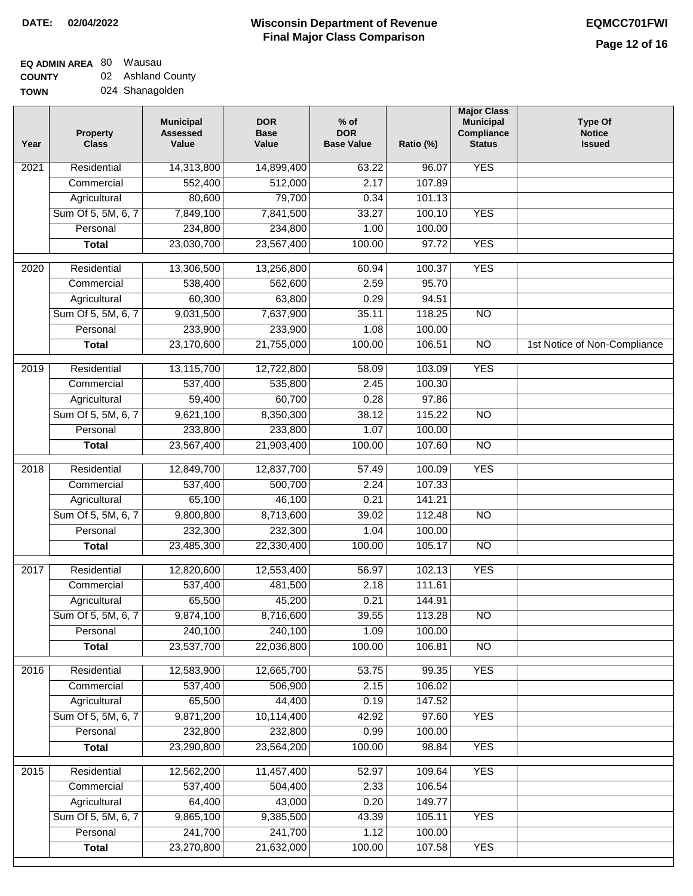**DATE: 02/04/2022**

# Wisconsin Department of Revenue
## Final Major Class Comparison

**EQMCC701FWI**

**EQ ADMIN AREA** 80 Wausau
**COUNTY** 02 Ashland County
**TOWN** 024 Shanagolden

| Year | Property Class | Municipal Assessed Value | DOR Base Value | % of DOR Base Value | Ratio (%) | Major Class Municipal Compliance Status | Type Of Notice Issued |
|---|---|---|---|---|---|---|---|
| 2021 | Residential | 14,313,800 | 14,899,400 | 63.22 | 96.07 | YES | |
| | Commercial | 552,400 | 512,000 | 2.17 | 107.89 | | |
| | Agricultural | 80,600 | 79,700 | 0.34 | 101.13 | | |
| | Sum Of 5, 5M, 6, 7 | 7,849,100 | 7,841,500 | 33.27 | 100.10 | YES | |
| | Personal | 234,800 | 234,800 | 1.00 | 100.00 | | |
| | **Total** | 23,030,700 | 23,567,400 | 100.00 | 97.72 | YES | |
| 2020 | Residential | 13,306,500 | 13,256,800 | 60.94 | 100.37 | YES | |
| | Commercial | 538,400 | 562,600 | 2.59 | 95.70 | | |
| | Agricultural | 60,300 | 63,800 | 0.29 | 94.51 | | |
| | Sum Of 5, 5M, 6, 7 | 9,031,500 | 7,637,900 | 35.11 | 118.25 | NO | |
| | Personal | 233,900 | 233,900 | 1.08 | 100.00 | | |
| | **Total** | 23,170,600 | 21,755,000 | 100.00 | 106.51 | NO | 1st Notice of Non-Compliance |
| 2019 | Residential | 13,115,700 | 12,722,800 | 58.09 | 103.09 | YES | |
| | Commercial | 537,400 | 535,800 | 2.45 | 100.30 | | |
| | Agricultural | 59,400 | 60,700 | 0.28 | 97.86 | | |
| | Sum Of 5, 5M, 6, 7 | 9,621,100 | 8,350,300 | 38.12 | 115.22 | NO | |
| | Personal | 233,800 | 233,800 | 1.07 | 100.00 | | |
| | **Total** | 23,567,400 | 21,903,400 | 100.00 | 107.60 | NO | |
| 2018 | Residential | 12,849,700 | 12,837,700 | 57.49 | 100.09 | YES | |
| | Commercial | 537,400 | 500,700 | 2.24 | 107.33 | | |
| | Agricultural | 65,100 | 46,100 | 0.21 | 141.21 | | |
| | Sum Of 5, 5M, 6, 7 | 9,800,800 | 8,713,600 | 39.02 | 112.48 | NO | |
| | Personal | 232,300 | 232,300 | 1.04 | 100.00 | | |
| | **Total** | 23,485,300 | 22,330,400 | 100.00 | 105.17 | NO | |
| 2017 | Residential | 12,820,600 | 12,553,400 | 56.97 | 102.13 | YES | |
| | Commercial | 537,400 | 481,500 | 2.18 | 111.61 | | |
| | Agricultural | 65,500 | 45,200 | 0.21 | 144.91 | | |
| | Sum Of 5, 5M, 6, 7 | 9,874,100 | 8,716,600 | 39.55 | 113.28 | NO | |
| | Personal | 240,100 | 240,100 | 1.09 | 100.00 | | |
| | **Total** | 23,537,700 | 22,036,800 | 100.00 | 106.81 | NO | |
| 2016 | Residential | 12,583,900 | 12,665,700 | 53.75 | 99.35 | YES | |
| | Commercial | 537,400 | 506,900 | 2.15 | 106.02 | | |
| | Agricultural | 65,500 | 44,400 | 0.19 | 147.52 | | |
| | Sum Of 5, 5M, 6, 7 | 9,871,200 | 10,114,400 | 42.92 | 97.60 | YES | |
| | Personal | 232,800 | 232,800 | 0.99 | 100.00 | | |
| | **Total** | 23,290,800 | 23,564,200 | 100.00 | 98.84 | YES | |
| 2015 | Residential | 12,562,200 | 11,457,400 | 52.97 | 109.64 | YES | |
| | Commercial | 537,400 | 504,400 | 2.33 | 106.54 | | |
| | Agricultural | 64,400 | 43,000 | 0.20 | 149.77 | | |
| | Sum Of 5, 5M, 6, 7 | 9,865,100 | 9,385,500 | 43.39 | 105.11 | YES | |
| | Personal | 241,700 | 241,700 | 1.12 | 100.00 | | |
| | **Total** | 23,270,800 | 21,632,000 | 100.00 | 107.58 | YES | |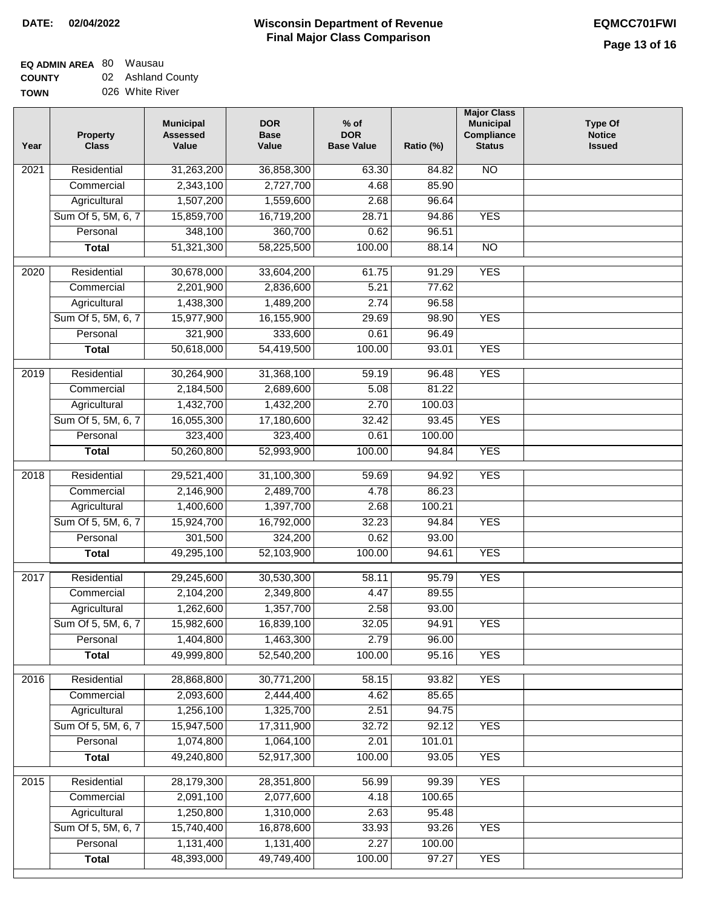**DATE: 02/04/2022**

# Wisconsin Department of Revenue
## Final Major Class Comparison

**EQMCC701FWI**

**EQ ADMIN AREA** 80 Wausau
**COUNTY** 02 Ashland County
**TOWN** 026 White River

| Year | Property Class | Municipal Assessed Value | DOR Base Value | % of DOR Base Value | Ratio (%) | Major Class Municipal Compliance Status | Type Of Notice Issued |
|---|---|---|---|---|---|---|---|
| 2021 | Residential | 31,263,200 | 36,858,300 | 63.30 | 84.82 | NO | |
| | Commercial | 2,343,100 | 2,727,700 | 4.68 | 85.90 | | |
| | Agricultural | 1,507,200 | 1,559,600 | 2.68 | 96.64 | | |
| | Sum Of 5, 5M, 6, 7 | 15,859,700 | 16,719,200 | 28.71 | 94.86 | YES | |
| | Personal | 348,100 | 360,700 | 0.62 | 96.51 | | |
| | **Total** | 51,321,300 | 58,225,500 | 100.00 | 88.14 | NO | |
| 2020 | Residential | 30,678,000 | 33,604,200 | 61.75 | 91.29 | YES | |
| | Commercial | 2,201,900 | 2,836,600 | 5.21 | 77.62 | | |
| | Agricultural | 1,438,300 | 1,489,200 | 2.74 | 96.58 | | |
| | Sum Of 5, 5M, 6, 7 | 15,977,900 | 16,155,900 | 29.69 | 98.90 | YES | |
| | Personal | 321,900 | 333,600 | 0.61 | 96.49 | | |
| | **Total** | 50,618,000 | 54,419,500 | 100.00 | 93.01 | YES | |
| 2019 | Residential | 30,264,900 | 31,368,100 | 59.19 | 96.48 | YES | |
| | Commercial | 2,184,500 | 2,689,600 | 5.08 | 81.22 | | |
| | Agricultural | 1,432,700 | 1,432,200 | 2.70 | 100.03 | | |
| | Sum Of 5, 5M, 6, 7 | 16,055,300 | 17,180,600 | 32.42 | 93.45 | YES | |
| | Personal | 323,400 | 323,400 | 0.61 | 100.00 | | |
| | **Total** | 50,260,800 | 52,993,900 | 100.00 | 94.84 | YES | |
| 2018 | Residential | 29,521,400 | 31,100,300 | 59.69 | 94.92 | YES | |
| | Commercial | 2,146,900 | 2,489,700 | 4.78 | 86.23 | | |
| | Agricultural | 1,400,600 | 1,397,700 | 2.68 | 100.21 | | |
| | Sum Of 5, 5M, 6, 7 | 15,924,700 | 16,792,000 | 32.23 | 94.84 | YES | |
| | Personal | 301,500 | 324,200 | 0.62 | 93.00 | | |
| | **Total** | 49,295,100 | 52,103,900 | 100.00 | 94.61 | YES | |
| 2017 | Residential | 29,245,600 | 30,530,300 | 58.11 | 95.79 | YES | |
| | Commercial | 2,104,200 | 2,349,800 | 4.47 | 89.55 | | |
| | Agricultural | 1,262,600 | 1,357,700 | 2.58 | 93.00 | | |
| | Sum Of 5, 5M, 6, 7 | 15,982,600 | 16,839,100 | 32.05 | 94.91 | YES | |
| | Personal | 1,404,800 | 1,463,300 | 2.79 | 96.00 | | |
| | **Total** | 49,999,800 | 52,540,200 | 100.00 | 95.16 | YES | |
| 2016 | Residential | 28,868,800 | 30,771,200 | 58.15 | 93.82 | YES | |
| | Commercial | 2,093,600 | 2,444,400 | 4.62 | 85.65 | | |
| | Agricultural | 1,256,100 | 1,325,700 | 2.51 | 94.75 | | |
| | Sum Of 5, 5M, 6, 7 | 15,947,500 | 17,311,900 | 32.72 | 92.12 | YES | |
| | Personal | 1,074,800 | 1,064,100 | 2.01 | 101.01 | | |
| | **Total** | 49,240,800 | 52,917,300 | 100.00 | 93.05 | YES | |
| 2015 | Residential | 28,179,300 | 28,351,800 | 56.99 | 99.39 | YES | |
| | Commercial | 2,091,100 | 2,077,600 | 4.18 | 100.65 | | |
| | Agricultural | 1,250,800 | 1,310,000 | 2.63 | 95.48 | | |
| | Sum Of 5, 5M, 6, 7 | 15,740,400 | 16,878,600 | 33.93 | 93.26 | YES | |
| | Personal | 1,131,400 | 1,131,400 | 2.27 | 100.00 | | |
| | **Total** | 48,393,000 | 49,749,400 | 100.00 | 97.27 | YES | |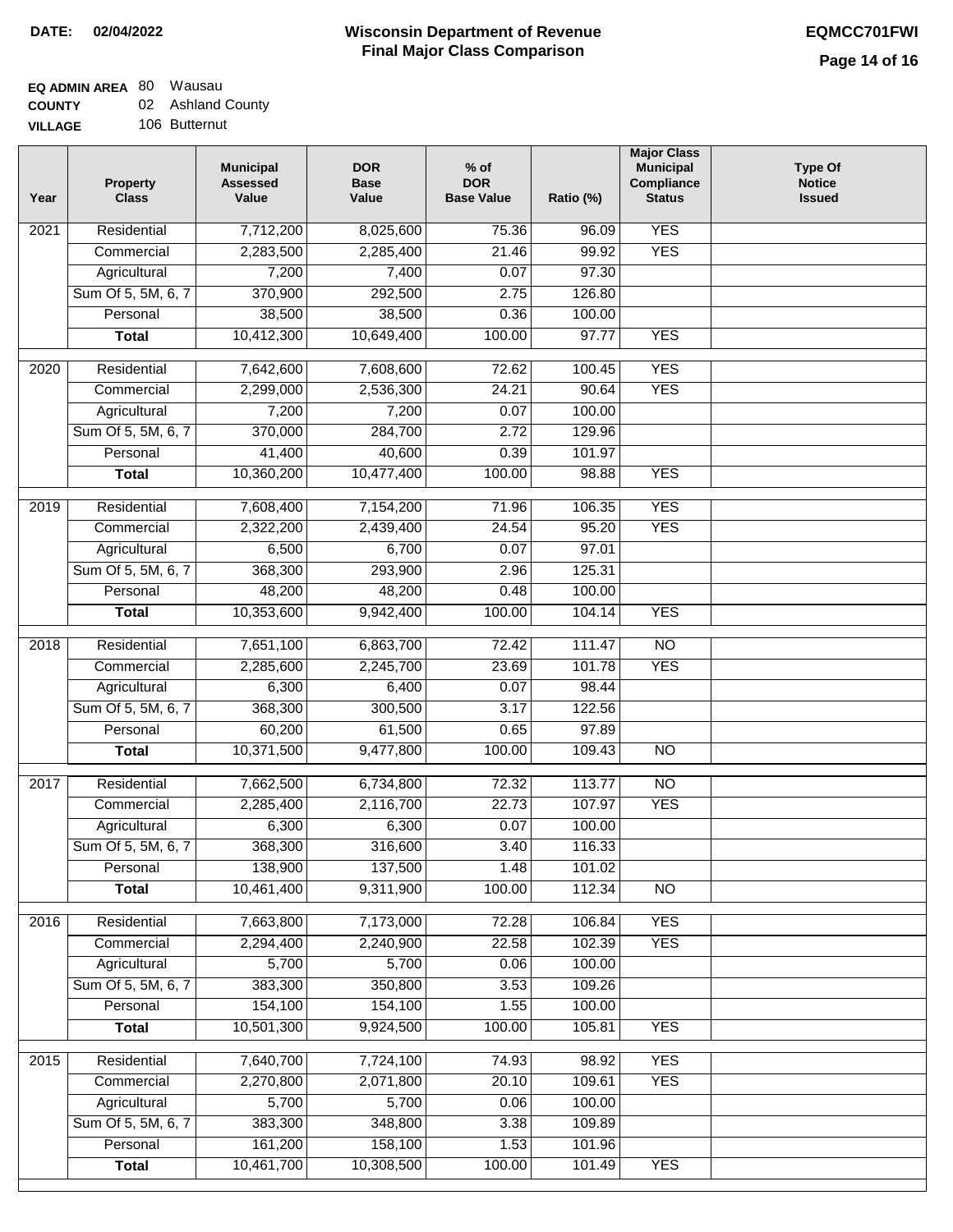**DATE:** 02/04/2022

# Wisconsin Department of Revenue
## Final Major Class Comparison

**EQMCC701FWI**

**EQ ADMIN AREA** 80 Wausau
**COUNTY** 02 Ashland County
**VILLAGE** 106 Butternut

| Year | Property Class | Municipal Assessed Value | DOR Base Value | % of DOR Base Value | Ratio (%) | Major Class Municipal Compliance Status | Type Of Notice Issued |
|---|---|---|---|---|---|---|---|
| 2021 | Residential | 7,712,200 | 8,025,600 | 75.36 | 96.09 | YES | |
| | Commercial | 2,283,500 | 2,285,400 | 21.46 | 99.92 | YES | |
| | Agricultural | 7,200 | 7,400 | 0.07 | 97.30 | | |
| | Sum Of 5, 5M, 6, 7 | 370,900 | 292,500 | 2.75 | 126.80 | | |
| | Personal | 38,500 | 38,500 | 0.36 | 100.00 | | |
| | **Total** | 10,412,300 | 10,649,400 | 100.00 | 97.77 | YES | |
| 2020 | Residential | 7,642,600 | 7,608,600 | 72.62 | 100.45 | YES | |
| | Commercial | 2,299,000 | 2,536,300 | 24.21 | 90.64 | YES | |
| | Agricultural | 7,200 | 7,200 | 0.07 | 100.00 | | |
| | Sum Of 5, 5M, 6, 7 | 370,000 | 284,700 | 2.72 | 129.96 | | |
| | Personal | 41,400 | 40,600 | 0.39 | 101.97 | | |
| | **Total** | 10,360,200 | 10,477,400 | 100.00 | 98.88 | YES | |
| 2019 | Residential | 7,608,400 | 7,154,200 | 71.96 | 106.35 | YES | |
| | Commercial | 2,322,200 | 2,439,400 | 24.54 | 95.20 | YES | |
| | Agricultural | 6,500 | 6,700 | 0.07 | 97.01 | | |
| | Sum Of 5, 5M, 6, 7 | 368,300 | 293,900 | 2.96 | 125.31 | | |
| | Personal | 48,200 | 48,200 | 0.48 | 100.00 | | |
| | **Total** | 10,353,600 | 9,942,400 | 100.00 | 104.14 | YES | |
| 2018 | Residential | 7,651,100 | 6,863,700 | 72.42 | 111.47 | NO | |
| | Commercial | 2,285,600 | 2,245,700 | 23.69 | 101.78 | YES | |
| | Agricultural | 6,300 | 6,400 | 0.07 | 98.44 | | |
| | Sum Of 5, 5M, 6, 7 | 368,300 | 300,500 | 3.17 | 122.56 | | |
| | Personal | 60,200 | 61,500 | 0.65 | 97.89 | | |
| | **Total** | 10,371,500 | 9,477,800 | 100.00 | 109.43 | NO | |
| 2017 | Residential | 7,662,500 | 6,734,800 | 72.32 | 113.77 | NO | |
| | Commercial | 2,285,400 | 2,116,700 | 22.73 | 107.97 | YES | |
| | Agricultural | 6,300 | 6,300 | 0.07 | 100.00 | | |
| | Sum Of 5, 5M, 6, 7 | 368,300 | 316,600 | 3.40 | 116.33 | | |
| | Personal | 138,900 | 137,500 | 1.48 | 101.02 | | |
| | **Total** | 10,461,400 | 9,311,900 | 100.00 | 112.34 | NO | |
| 2016 | Residential | 7,663,800 | 7,173,000 | 72.28 | 106.84 | YES | |
| | Commercial | 2,294,400 | 2,240,900 | 22.58 | 102.39 | YES | |
| | Agricultural | 5,700 | 5,700 | 0.06 | 100.00 | | |
| | Sum Of 5, 5M, 6, 7 | 383,300 | 350,800 | 3.53 | 109.26 | | |
| | Personal | 154,100 | 154,100 | 1.55 | 100.00 | | |
| | **Total** | 10,501,300 | 9,924,500 | 100.00 | 105.81 | YES | |
| 2015 | Residential | 7,640,700 | 7,724,100 | 74.93 | 98.92 | YES | |
| | Commercial | 2,270,800 | 2,071,800 | 20.10 | 109.61 | YES | |
| | Agricultural | 5,700 | 5,700 | 0.06 | 100.00 | | |
| | Sum Of 5, 5M, 6, 7 | 383,300 | 348,800 | 3.38 | 109.89 | | |
| | Personal | 161,200 | 158,100 | 1.53 | 101.96 | | |
| | **Total** | 10,461,700 | 10,308,500 | 100.00 | 101.49 | YES | |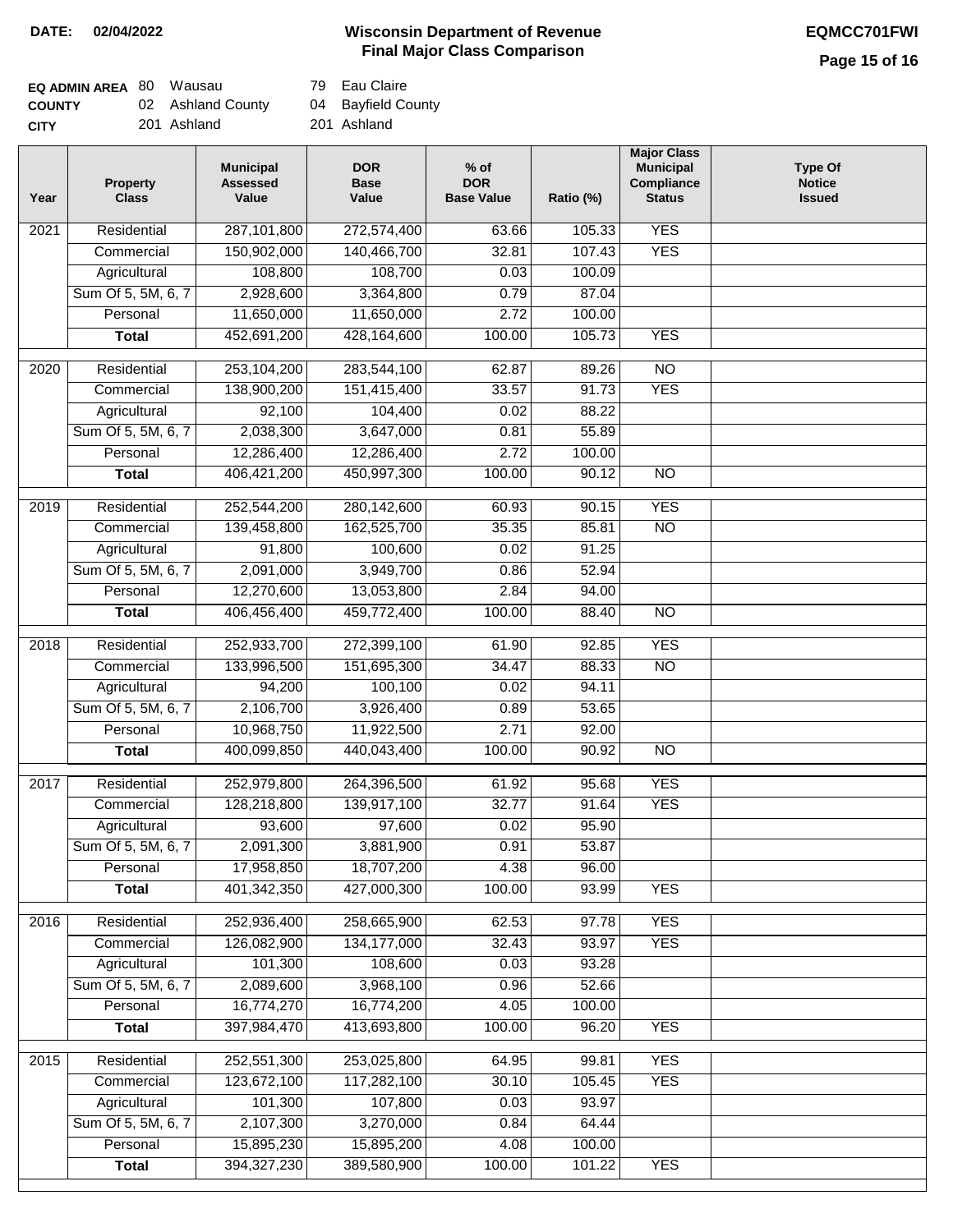**DATE: 02/04/2022**

# Wisconsin Department of Revenue
## Final Major Class Comparison

**EQMCC701FWI**

| | | | |
|---|---|---|---|
| **EQ ADMIN AREA** | 80 Wausau | 79 | Eau Claire |
| **COUNTY** | 02 Ashland County | 04 | Bayfield County |
| **CITY** | 201 Ashland | 201 | Ashland |

| Year | Property Class | Municipal Assessed Value | DOR Base Value | % of DOR Base Value | Ratio (%) | Major Class Municipal Compliance Status | Type Of Notice Issued |
|---|---|---|---|---|---|---|---|
| 2021 | Residential | 287,101,800 | 272,574,400 | 63.66 | 105.33 | YES | |
| | Commercial | 150,902,000 | 140,466,700 | 32.81 | 107.43 | YES | |
| | Agricultural | 108,800 | 108,700 | 0.03 | 100.09 | | |
| | Sum Of 5, 5M, 6, 7 | 2,928,600 | 3,364,800 | 0.79 | 87.04 | | |
| | Personal | 11,650,000 | 11,650,000 | 2.72 | 100.00 | | |
| | **Total** | 452,691,200 | 428,164,600 | 100.00 | 105.73 | YES | |
| 2020 | Residential | 253,104,200 | 283,544,100 | 62.87 | 89.26 | NO | |
| | Commercial | 138,900,200 | 151,415,400 | 33.57 | 91.73 | YES | |
| | Agricultural | 92,100 | 104,400 | 0.02 | 88.22 | | |
| | Sum Of 5, 5M, 6, 7 | 2,038,300 | 3,647,000 | 0.81 | 55.89 | | |
| | Personal | 12,286,400 | 12,286,400 | 2.72 | 100.00 | | |
| | **Total** | 406,421,200 | 450,997,300 | 100.00 | 90.12 | NO | |
| 2019 | Residential | 252,544,200 | 280,142,600 | 60.93 | 90.15 | YES | |
| | Commercial | 139,458,800 | 162,525,700 | 35.35 | 85.81 | NO | |
| | Agricultural | 91,800 | 100,600 | 0.02 | 91.25 | | |
| | Sum Of 5, 5M, 6, 7 | 2,091,000 | 3,949,700 | 0.86 | 52.94 | | |
| | Personal | 12,270,600 | 13,053,800 | 2.84 | 94.00 | | |
| | **Total** | 406,456,400 | 459,772,400 | 100.00 | 88.40 | NO | |
| 2018 | Residential | 252,933,700 | 272,399,100 | 61.90 | 92.85 | YES | |
| | Commercial | 133,996,500 | 151,695,300 | 34.47 | 88.33 | NO | |
| | Agricultural | 94,200 | 100,100 | 0.02 | 94.11 | | |
| | Sum Of 5, 5M, 6, 7 | 2,106,700 | 3,926,400 | 0.89 | 53.65 | | |
| | Personal | 10,968,750 | 11,922,500 | 2.71 | 92.00 | | |
| | **Total** | 400,099,850 | 440,043,400 | 100.00 | 90.92 | NO | |
| 2017 | Residential | 252,979,800 | 264,396,500 | 61.92 | 95.68 | YES | |
| | Commercial | 128,218,800 | 139,917,100 | 32.77 | 91.64 | YES | |
| | Agricultural | 93,600 | 97,600 | 0.02 | 95.90 | | |
| | Sum Of 5, 5M, 6, 7 | 2,091,300 | 3,881,900 | 0.91 | 53.87 | | |
| | Personal | 17,958,850 | 18,707,200 | 4.38 | 96.00 | | |
| | **Total** | 401,342,350 | 427,000,300 | 100.00 | 93.99 | YES | |
| 2016 | Residential | 252,936,400 | 258,665,900 | 62.53 | 97.78 | YES | |
| | Commercial | 126,082,900 | 134,177,000 | 32.43 | 93.97 | YES | |
| | Agricultural | 101,300 | 108,600 | 0.03 | 93.28 | | |
| | Sum Of 5, 5M, 6, 7 | 2,089,600 | 3,968,100 | 0.96 | 52.66 | | |
| | Personal | 16,774,270 | 16,774,200 | 4.05 | 100.00 | | |
| | **Total** | 397,984,470 | 413,693,800 | 100.00 | 96.20 | YES | |
| 2015 | Residential | 252,551,300 | 253,025,800 | 64.95 | 99.81 | YES | |
| | Commercial | 123,672,100 | 117,282,100 | 30.10 | 105.45 | YES | |
| | Agricultural | 101,300 | 107,800 | 0.03 | 93.97 | | |
| | Sum Of 5, 5M, 6, 7 | 2,107,300 | 3,270,000 | 0.84 | 64.44 | | |
| | Personal | 15,895,230 | 15,895,200 | 4.08 | 100.00 | | |
| | **Total** | 394,327,230 | 389,580,900 | 100.00 | 101.22 | YES | |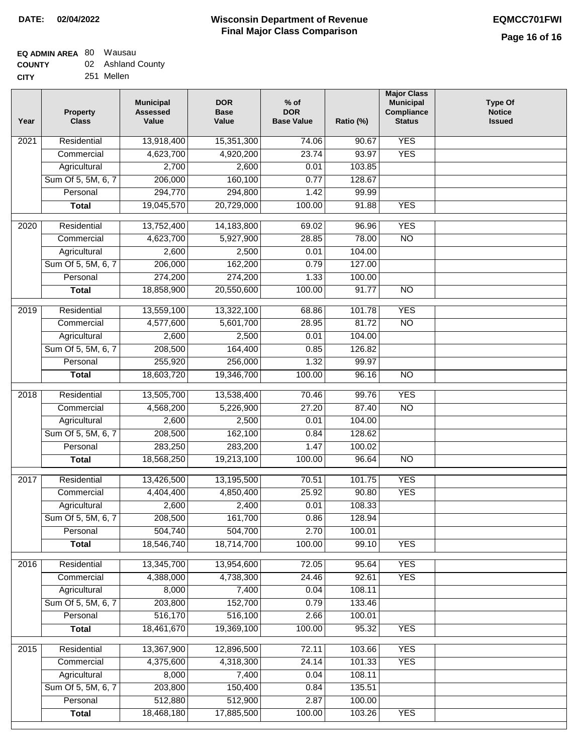**DATE: 02/04/2022**

# Wisconsin Department of Revenue
## Final Major Class Comparison

**EQMCC701FWI**

**EQ ADMIN AREA** 80 Wausau
**COUNTY** 02 Ashland County
**CITY** 251 Mellen

| Year | Property Class | Municipal Assessed Value | DOR Base Value | % of DOR Base Value | Ratio (%) | Major Class Municipal Compliance Status | Type Of Notice Issued |
|---|---|---|---|---|---|---|---|
| 2021 | Residential | 13,918,400 | 15,351,300 | 74.06 | 90.67 | YES | |
| | Commercial | 4,623,700 | 4,920,200 | 23.74 | 93.97 | YES | |
| | Agricultural | 2,700 | 2,600 | 0.01 | 103.85 | | |
| | Sum Of 5, 5M, 6, 7 | 206,000 | 160,100 | 0.77 | 128.67 | | |
| | Personal | 294,770 | 294,800 | 1.42 | 99.99 | | |
| | **Total** | 19,045,570 | 20,729,000 | 100.00 | 91.88 | YES | |
| 2020 | Residential | 13,752,400 | 14,183,800 | 69.02 | 96.96 | YES | |
| | Commercial | 4,623,700 | 5,927,900 | 28.85 | 78.00 | NO | |
| | Agricultural | 2,600 | 2,500 | 0.01 | 104.00 | | |
| | Sum Of 5, 5M, 6, 7 | 206,000 | 162,200 | 0.79 | 127.00 | | |
| | Personal | 274,200 | 274,200 | 1.33 | 100.00 | | |
| | **Total** | 18,858,900 | 20,550,600 | 100.00 | 91.77 | NO | |
| 2019 | Residential | 13,559,100 | 13,322,100 | 68.86 | 101.78 | YES | |
| | Commercial | 4,577,600 | 5,601,700 | 28.95 | 81.72 | NO | |
| | Agricultural | 2,600 | 2,500 | 0.01 | 104.00 | | |
| | Sum Of 5, 5M, 6, 7 | 208,500 | 164,400 | 0.85 | 126.82 | | |
| | Personal | 255,920 | 256,000 | 1.32 | 99.97 | | |
| | **Total** | 18,603,720 | 19,346,700 | 100.00 | 96.16 | NO | |
| 2018 | Residential | 13,505,700 | 13,538,400 | 70.46 | 99.76 | YES | |
| | Commercial | 4,568,200 | 5,226,900 | 27.20 | 87.40 | NO | |
| | Agricultural | 2,600 | 2,500 | 0.01 | 104.00 | | |
| | Sum Of 5, 5M, 6, 7 | 208,500 | 162,100 | 0.84 | 128.62 | | |
| | Personal | 283,250 | 283,200 | 1.47 | 100.02 | | |
| | **Total** | 18,568,250 | 19,213,100 | 100.00 | 96.64 | NO | |
| 2017 | Residential | 13,426,500 | 13,195,500 | 70.51 | 101.75 | YES | |
| | Commercial | 4,404,400 | 4,850,400 | 25.92 | 90.80 | YES | |
| | Agricultural | 2,600 | 2,400 | 0.01 | 108.33 | | |
| | Sum Of 5, 5M, 6, 7 | 208,500 | 161,700 | 0.86 | 128.94 | | |
| | Personal | 504,740 | 504,700 | 2.70 | 100.01 | | |
| | **Total** | 18,546,740 | 18,714,700 | 100.00 | 99.10 | YES | |
| 2016 | Residential | 13,345,700 | 13,954,600 | 72.05 | 95.64 | YES | |
| | Commercial | 4,388,000 | 4,738,300 | 24.46 | 92.61 | YES | |
| | Agricultural | 8,000 | 7,400 | 0.04 | 108.11 | | |
| | Sum Of 5, 5M, 6, 7 | 203,800 | 152,700 | 0.79 | 133.46 | | |
| | Personal | 516,170 | 516,100 | 2.66 | 100.01 | | |
| | **Total** | 18,461,670 | 19,369,100 | 100.00 | 95.32 | YES | |
| 2015 | Residential | 13,367,900 | 12,896,500 | 72.11 | 103.66 | YES | |
| | Commercial | 4,375,600 | 4,318,300 | 24.14 | 101.33 | YES | |
| | Agricultural | 8,000 | 7,400 | 0.04 | 108.11 | | |
| | Sum Of 5, 5M, 6, 7 | 203,800 | 150,400 | 0.84 | 135.51 | | |
| | Personal | 512,880 | 512,900 | 2.87 | 100.00 | | |
| | **Total** | 18,468,180 | 17,885,500 | 100.00 | 103.26 | YES | |